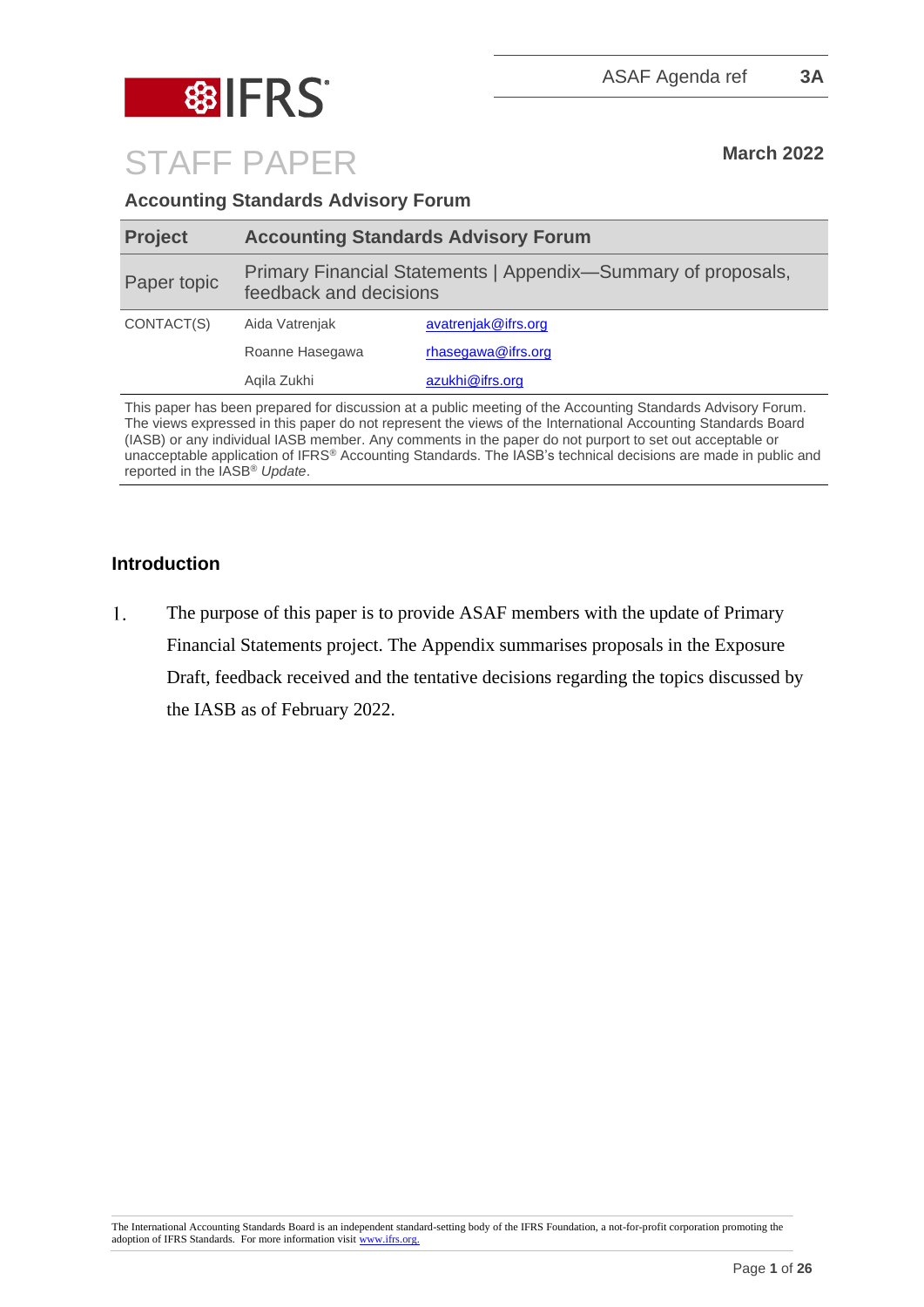ASAF Agenda ref **3A**

# STAFF PAPER

**March 2022**

**Accounting Standards Advisory Forum**

| **Project** | **Accounting Standards Advisory Forum** | |
|---|---|---|
| Paper topic | Primary Financial Statements \| Appendix—Summary of proposals, feedback and decisions | |
| CONTACT(S) | Aida Vatrenjak | avatrenjak@ifrs.org |
| | Roanne Hasegawa | rhasegawa@ifrs.org |
| | Aqila Zukhi | azukhi@ifrs.org |

This paper has been prepared for discussion at a public meeting of the Accounting Standards Advisory Forum. The views expressed in this paper do not represent the views of the International Accounting Standards Board (IASB) or any individual IASB member. Any comments in the paper do not purport to set out acceptable or unacceptable application of IFRS® Accounting Standards. The IASB's technical decisions are made in public and reported in the IASB® *Update*.

## Introduction

1. The purpose of this paper is to provide ASAF members with the update of Primary Financial Statements project. The Appendix summarises proposals in the Exposure Draft, feedback received and the tentative decisions regarding the topics discussed by the IASB as of February 2022.

The International Accounting Standards Board is an independent standard-setting body of the IFRS Foundation, a not-for-profit corporation promoting the adoption of IFRS Standards. For more information visit www.ifrs.org.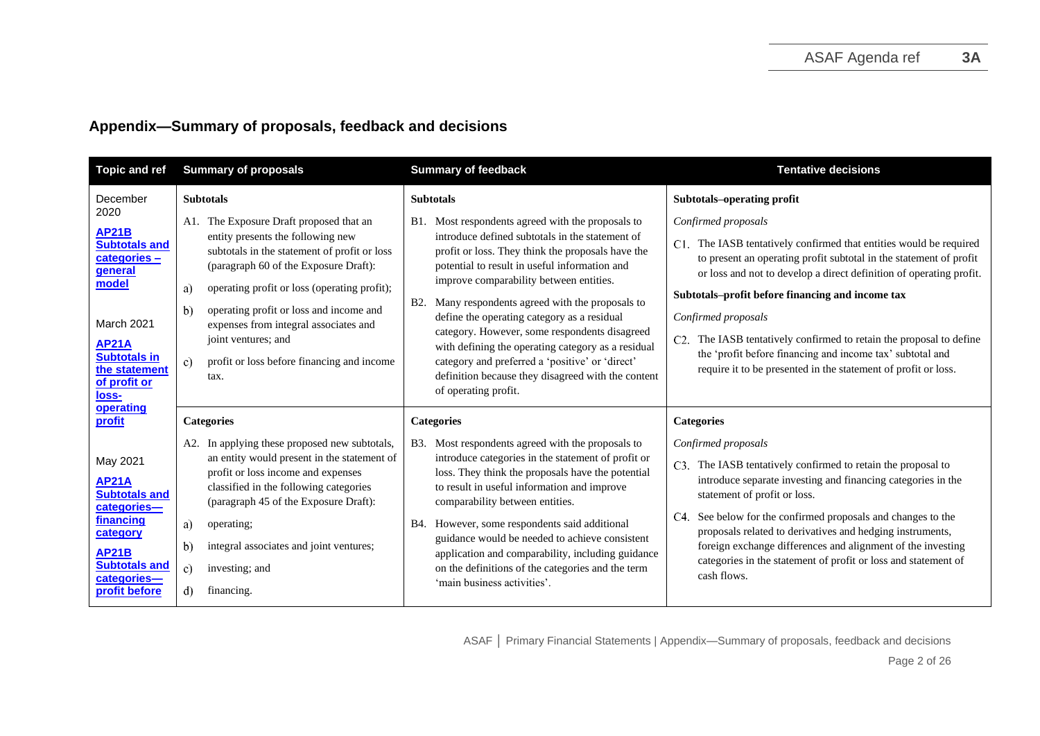## Appendix—Summary of proposals, feedback and decisions

| Topic and ref | Summary of proposals | Summary of feedback | Tentative decisions |
|---|---|---|---|
| December 2020<br><br>**AP21B Subtotals and categories – general model**<br><br>March 2021<br><br>**AP21A Subtotals in the statement of profit or loss-operating profit**<br><br>May 2021<br><br>**AP21A Subtotals and categories—financing category**<br><br>**AP21B Subtotals and categories—profit before** | **Subtotals**<br><br>A1. The Exposure Draft proposed that an entity presents the following new subtotals in the statement of profit or loss (paragraph 60 of the Exposure Draft):<br>a) operating profit or loss (operating profit);<br>b) operating profit or loss and income and expenses from integral associates and joint ventures; and<br>c) profit or loss before financing and income tax. | **Subtotals**<br><br>B1. Most respondents agreed with the proposals to introduce defined subtotals in the statement of profit or loss. They think the proposals have the potential to result in useful information and improve comparability between entities.<br><br>B2. Many respondents agreed with the proposals to define the operating category as a residual category. However, some respondents disagreed with defining the operating category as a residual category and preferred a 'positive' or 'direct' definition because they disagreed with the content of operating profit. | **Subtotals–operating profit**<br><br>*Confirmed proposals*<br><br>C1. The IASB tentatively confirmed that entities would be required to present an operating profit subtotal in the statement of profit or loss and not to develop a direct definition of operating profit.<br><br>**Subtotals–profit before financing and income tax**<br><br>*Confirmed proposals*<br><br>C2. The IASB tentatively confirmed to retain the proposal to define the 'profit before financing and income tax' subtotal and require it to be presented in the statement of profit or loss. |
| | **Categories**<br><br>A2. In applying these proposed new subtotals, an entity would present in the statement of profit or loss income and expenses classified in the following categories (paragraph 45 of the Exposure Draft):<br>a) operating;<br>b) integral associates and joint ventures;<br>c) investing; and<br>d) financing. | **Categories**<br><br>B3. Most respondents agreed with the proposals to introduce categories in the statement of profit or loss. They think the proposals have the potential to result in useful information and improve comparability between entities.<br><br>B4. However, some respondents said additional guidance would be needed to achieve consistent application and comparability, including guidance on the definitions of the categories and the term 'main business activities'. | **Categories**<br><br>*Confirmed proposals*<br><br>C3. The IASB tentatively confirmed to retain the proposal to introduce separate investing and financing categories in the statement of profit or loss.<br><br>C4. See below for the confirmed proposals and changes to the proposals related to derivatives and hedging instruments, foreign exchange differences and alignment of the investing categories in the statement of profit or loss and statement of cash flows. |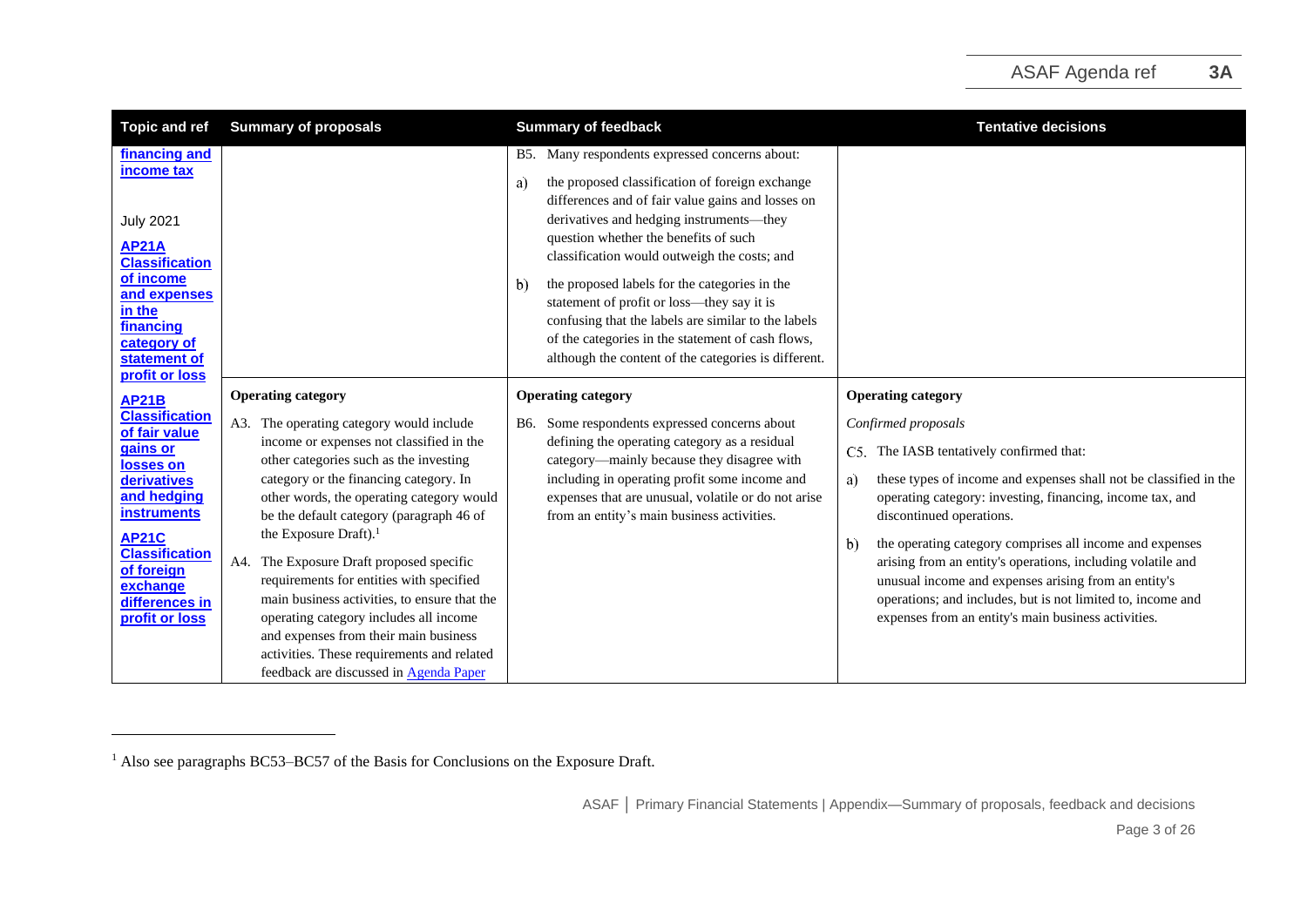| Topic and ref | Summary of proposals | Summary of feedback | Tentative decisions |
|---|---|---|---|
| **financing and income tax**<br><br>July 2021<br><br>**AP21A Classification of income and expenses in the financing category of statement of profit or loss** | | B5. Many respondents expressed concerns about:<br><br>a) the proposed classification of foreign exchange differences and of fair value gains and losses on derivatives and hedging instruments—they question whether the benefits of such classification would outweigh the costs; and<br><br>b) the proposed labels for the categories in the statement of profit or loss—they say it is confusing that the labels are similar to the labels of the categories in the statement of cash flows, although the content of the categories is different. | |
| **AP21B Classification of fair value gains or losses on derivatives and hedging instruments**<br><br>**AP21C Classification of foreign exchange differences in profit or loss** | **Operating category**<br><br>A3. The operating category would include income or expenses not classified in the other categories such as the investing category or the financing category. In other words, the operating category would be the default category (paragraph 46 of the Exposure Draft).[1]<br><br>A4. The Exposure Draft proposed specific requirements for entities with specified main business activities, to ensure that the operating category includes all income and expenses from their main business activities. These requirements and related feedback are discussed in Agenda Paper | **Operating category**<br><br>B6. Some respondents expressed concerns about defining the operating category as a residual category—mainly because they disagree with including in operating profit some income and expenses that are unusual, volatile or do not arise from an entity's main business activities. | **Operating category**<br><br>*Confirmed proposals*<br><br>C5. The IASB tentatively confirmed that:<br><br>a) these types of income and expenses shall not be classified in the operating category: investing, financing, income tax, and discontinued operations.<br><br>b) the operating category comprises all income and expenses arising from an entity's operations, including volatile and unusual income and expenses arising from an entity's operations; and includes, but is not limited to, income and expenses from an entity's main business activities. |

[1] Also see paragraphs BC53–BC57 of the Basis for Conclusions on the Exposure Draft.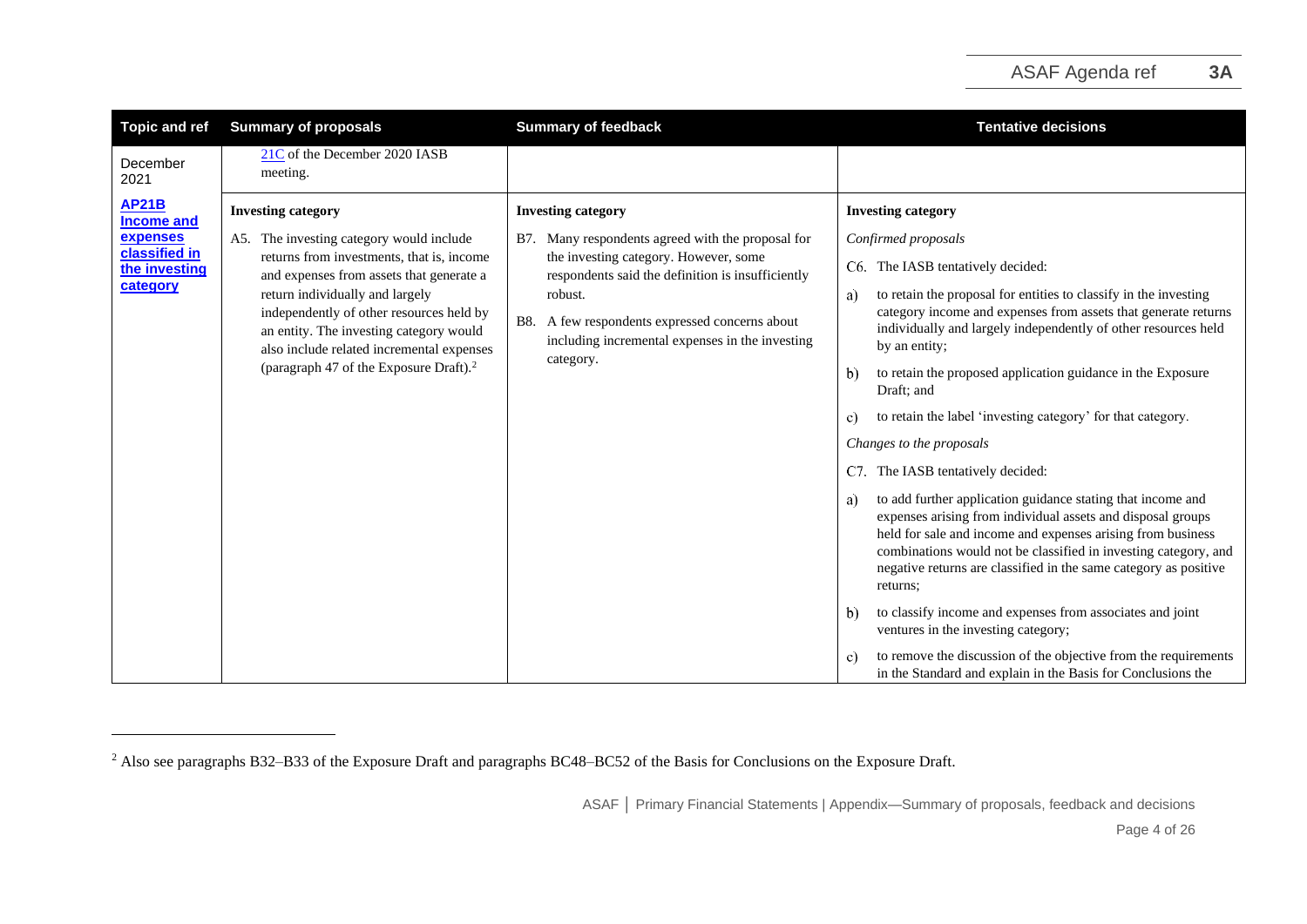| Topic and ref | Summary of proposals | Summary of feedback | Tentative decisions |
|---|---|---|---|
| December 2021 | 21C of the December 2020 IASB meeting. | | |
| **AP21B Income and expenses classified in the investing category** | **Investing category**<br><br>A5. The investing category would include returns from investments, that is, income and expenses from assets that generate a return individually and largely independently of other resources held by an entity. The investing category would also include related incremental expenses (paragraph 47 of the Exposure Draft).[2] | **Investing category**<br><br>B7. Many respondents agreed with the proposal for the investing category. However, some respondents said the definition is insufficiently robust.<br><br>B8. A few respondents expressed concerns about including incremental expenses in the investing category. | **Investing category**<br><br>*Confirmed proposals*<br><br>C6. The IASB tentatively decided:<br><br>a) to retain the proposal for entities to classify in the investing category income and expenses from assets that generate returns individually and largely independently of other resources held by an entity;<br><br>b) to retain the proposed application guidance in the Exposure Draft; and<br><br>c) to retain the label 'investing category' for that category.<br><br>*Changes to the proposals*<br><br>C7. The IASB tentatively decided:<br><br>a) to add further application guidance stating that income and expenses arising from individual assets and disposal groups held for sale and income and expenses arising from business combinations would not be classified in investing category, and negative returns are classified in the same category as positive returns;<br><br>b) to classify income and expenses from associates and joint ventures in the investing category;<br><br>c) to remove the discussion of the objective from the requirements in the Standard and explain in the Basis for Conclusions the |

[2] Also see paragraphs B32–B33 of the Exposure Draft and paragraphs BC48–BC52 of the Basis for Conclusions on the Exposure Draft.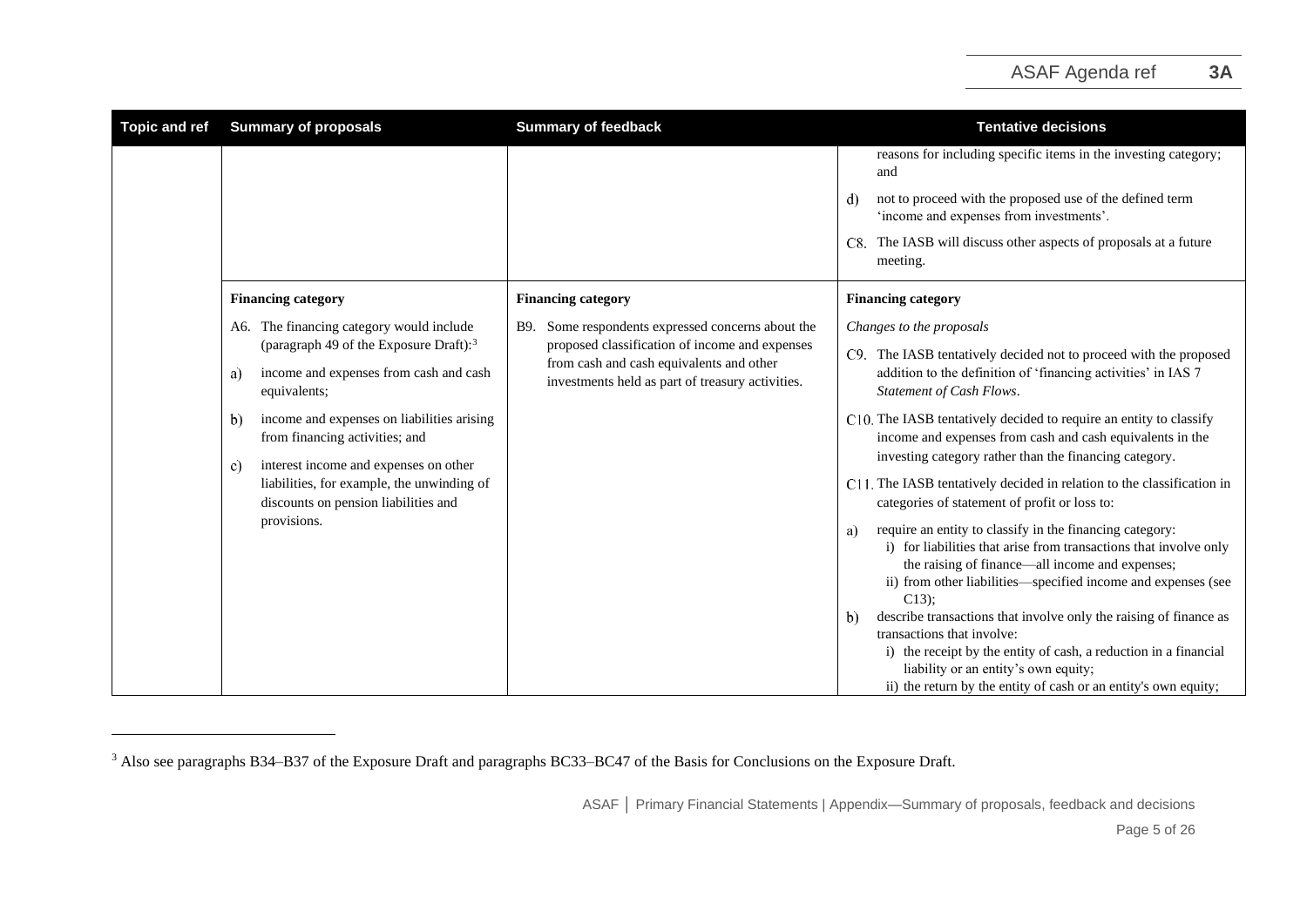| Topic and ref | Summary of proposals | Summary of feedback | Tentative decisions |
|---|---|---|---|
| | | | reasons for including specific items in the investing category; and<br><br>d) not to proceed with the proposed use of the defined term 'income and expenses from investments'.<br><br>C8. The IASB will discuss other aspects of proposals at a future meeting. |
| | **Financing category**<br><br>A6. The financing category would include (paragraph 49 of the Exposure Draft):[3]<br><br>a) income and expenses from cash and cash equivalents;<br><br>b) income and expenses on liabilities arising from financing activities; and<br><br>c) interest income and expenses on other liabilities, for example, the unwinding of discounts on pension liabilities and provisions. | **Financing category**<br><br>B9. Some respondents expressed concerns about the proposed classification of income and expenses from cash and cash equivalents and other investments held as part of treasury activities. | **Financing category**<br><br>*Changes to the proposals*<br><br>C9. The IASB tentatively decided not to proceed with the proposed addition to the definition of 'financing activities' in IAS 7 *Statement of Cash Flows*.<br><br>C10. The IASB tentatively decided to require an entity to classify income and expenses from cash and cash equivalents in the investing category rather than the financing category.<br><br>C11. The IASB tentatively decided in relation to the classification in categories of statement of profit or loss to:<br><br>a) require an entity to classify in the financing category:<br>i) for liabilities that arise from transactions that involve only the raising of finance—all income and expenses;<br>ii) from other liabilities—specified income and expenses (see C13);<br><br>b) describe transactions that involve only the raising of finance as transactions that involve:<br>i) the receipt by the entity of cash, a reduction in a financial liability or an entity's own equity;<br>ii) the return by the entity of cash or an entity's own equity; |

[3] Also see paragraphs B34–B37 of the Exposure Draft and paragraphs BC33–BC47 of the Basis for Conclusions on the Exposure Draft.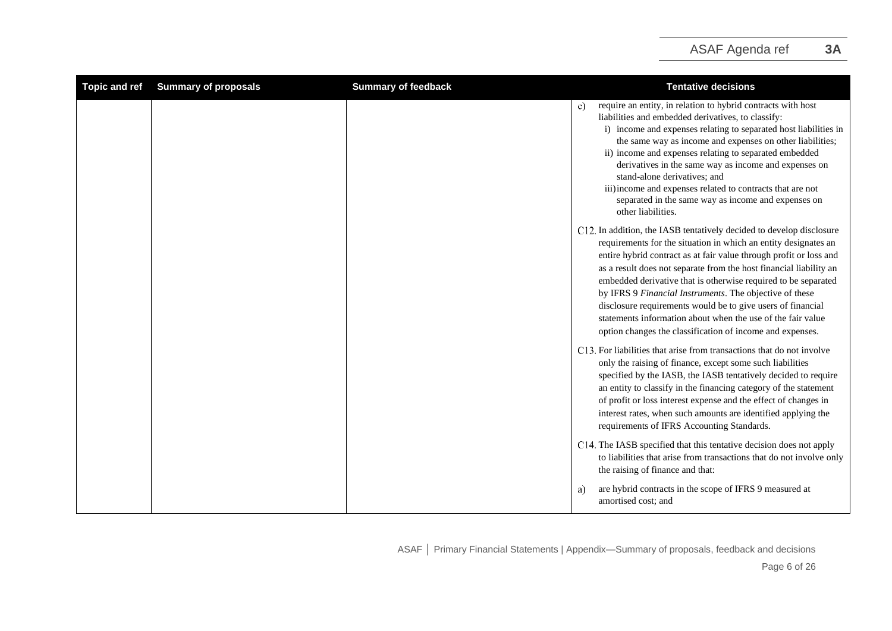| Topic and ref | Summary of proposals | Summary of feedback | Tentative decisions |
|---|---|---|---|
| | | | c) require an entity, in relation to hybrid contracts with host liabilities and embedded derivatives, to classify:<br>i) income and expenses relating to separated host liabilities in the same way as income and expenses on other liabilities;<br>ii) income and expenses relating to separated embedded derivatives in the same way as income and expenses on stand-alone derivatives; and<br>iii) income and expenses related to contracts that are not separated in the same way as income and expenses on other liabilities.<br><br>C12. In addition, the IASB tentatively decided to develop disclosure requirements for the situation in which an entity designates an entire hybrid contract as at fair value through profit or loss and as a result does not separate from the host financial liability an embedded derivative that is otherwise required to be separated by IFRS 9 *Financial Instruments*. The objective of these disclosure requirements would be to give users of financial statements information about when the use of the fair value option changes the classification of income and expenses.<br><br>C13. For liabilities that arise from transactions that do not involve only the raising of finance, except some such liabilities specified by the IASB, the IASB tentatively decided to require an entity to classify in the financing category of the statement of profit or loss interest expense and the effect of changes in interest rates, when such amounts are identified applying the requirements of IFRS Accounting Standards.<br><br>C14. The IASB specified that this tentative decision does not apply to liabilities that arise from transactions that do not involve only the raising of finance and that:<br><br>a) are hybrid contracts in the scope of IFRS 9 measured at amortised cost; and |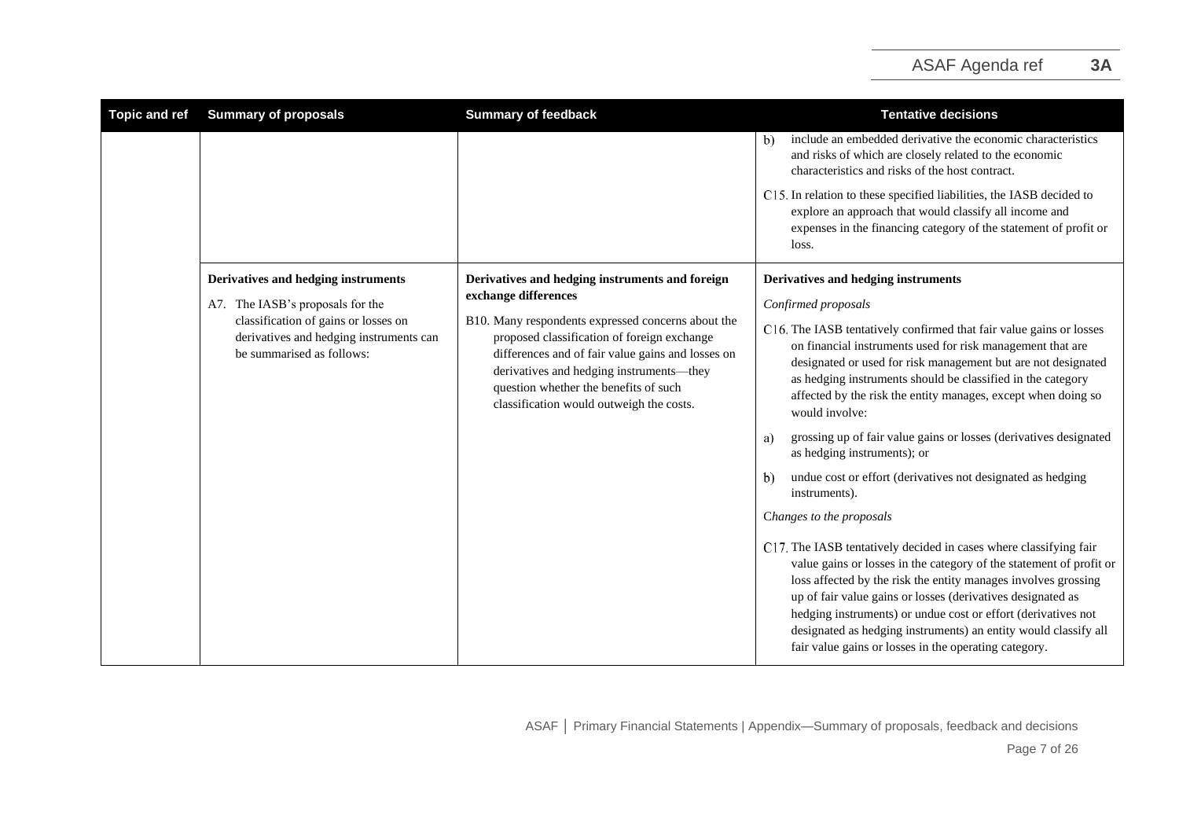| Topic and ref | Summary of proposals | Summary of feedback | Tentative decisions |
|---|---|---|---|
| | | | b) include an embedded derivative the economic characteristics and risks of which are closely related to the economic characteristics and risks of the host contract.<br><br>C15. In relation to these specified liabilities, the IASB decided to explore an approach that would classify all income and expenses in the financing category of the statement of profit or loss. |
| | **Derivatives and hedging instruments**<br><br>A7. The IASB's proposals for the classification of gains or losses on derivatives and hedging instruments can be summarised as follows: | **Derivatives and hedging instruments and foreign exchange differences**<br><br>B10. Many respondents expressed concerns about the proposed classification of foreign exchange differences and of fair value gains and losses on derivatives and hedging instruments—they question whether the benefits of such classification would outweigh the costs. | **Derivatives and hedging instruments**<br><br>*Confirmed proposals*<br><br>C16. The IASB tentatively confirmed that fair value gains or losses on financial instruments used for risk management that are designated or used for risk management but are not designated as hedging instruments should be classified in the category affected by the risk the entity manages, except when doing so would involve:<br><br>a) grossing up of fair value gains or losses (derivatives designated as hedging instruments); or<br><br>b) undue cost or effort (derivatives not designated as hedging instruments).<br><br>*Changes to the proposals*<br><br>C17. The IASB tentatively decided in cases where classifying fair value gains or losses in the category of the statement of profit or loss affected by the risk the entity manages involves grossing up of fair value gains or losses (derivatives designated as hedging instruments) or undue cost or effort (derivatives not designated as hedging instruments) an entity would classify all fair value gains or losses in the operating category. |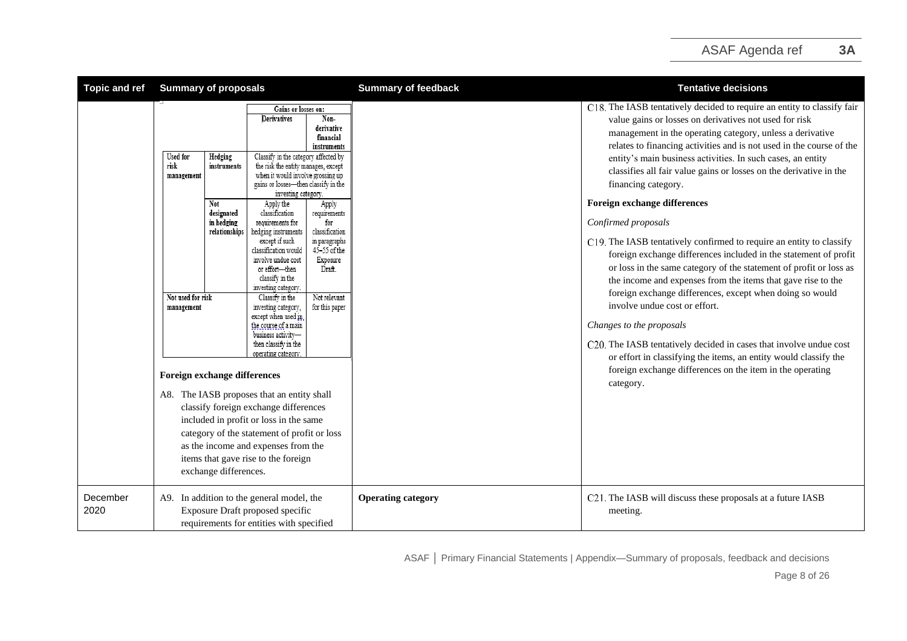| Topic and ref | Summary of proposals | Summary of feedback | Tentative decisions |
|---|---|---|---|
| | <table><tr><td></td><td></td><td colspan="2">Gains or losses on:</td></tr><tr><td></td><td></td><td>Derivatives</td><td>Non-derivative financial instruments</td></tr><tr><td>Used for risk management</td><td>Hedging instruments</td><td colspan="2">Classify in the category affected by the risk the entity manages, except when it would involve grossing up gains or losses—then classify in the investing category.</td></tr><tr><td></td><td>Not designated in hedging relationships</td><td>Apply the classification requirements for hedging instruments except if such classification would involve undue cost or effort—then classify in the investing category.</td><td>Apply requirements for classification in paragraphs 45–55 of the Exposure Draft.</td></tr><tr><td>Not used for risk management</td><td></td><td>Classify in the investing category, except when used in the course of a main business activity—then classify in the operating category.</td><td>Not relevant for this paper</td></tr></table> **Foreign exchange differences** A8. The IASB proposes that an entity shall classify foreign exchange differences included in profit or loss in the same category of the statement of profit or loss as the income and expenses from the items that gave rise to the foreign exchange differences. | | C18. The IASB tentatively decided to require an entity to classify fair value gains or losses on derivatives not used for risk management in the operating category, unless a derivative relates to financing activities and is not used in the course of the entity's main business activities. In such cases, an entity classifies all fair value gains or losses on the derivative in the financing category. **Foreign exchange differences** *Confirmed proposals* C19. The IASB tentatively confirmed to require an entity to classify foreign exchange differences included in the statement of profit or loss in the same category of the statement of profit or loss as the income and expenses from the items that gave rise to the foreign exchange differences, except when doing so would involve undue cost or effort. *Changes to the proposals* C20. The IASB tentatively decided in cases that involve undue cost or effort in classifying the items, an entity would classify the foreign exchange differences on the item in the operating category. |
| December 2020 | A9. In addition to the general model, the Exposure Draft proposed specific requirements for entities with specified | **Operating category** | C21. The IASB will discuss these proposals at a future IASB meeting. |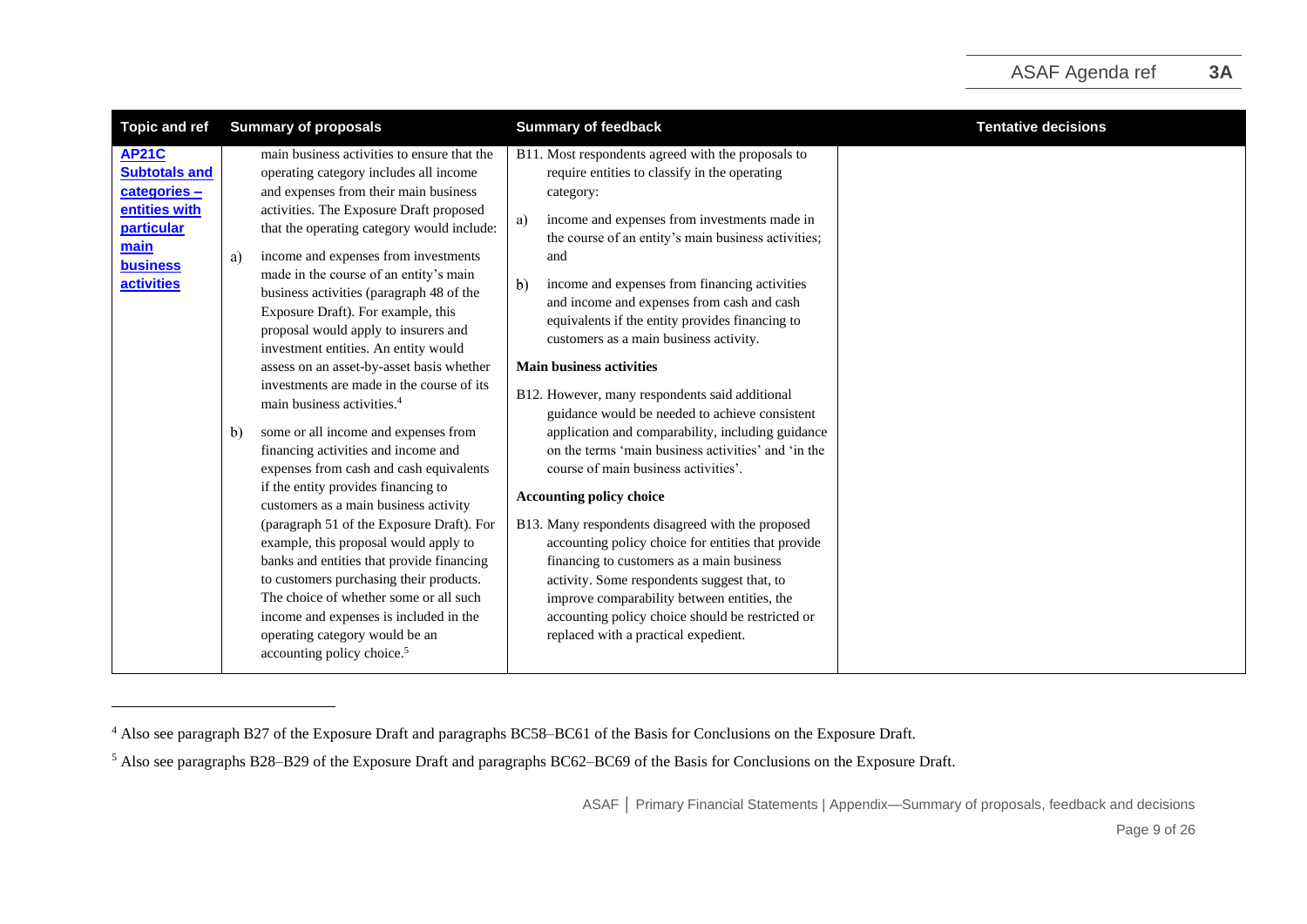| Topic and ref | Summary of proposals | Summary of feedback | Tentative decisions |
|---|---|---|---|
| **AP21C Subtotals and categories – entities with particular main business activities** | main business activities to ensure that the operating category includes all income and expenses from their main business activities. The Exposure Draft proposed that the operating category would include:<br><br>a) income and expenses from investments made in the course of an entity's main business activities (paragraph 48 of the Exposure Draft). For example, this proposal would apply to insurers and investment entities. An entity would assess on an asset-by-asset basis whether investments are made in the course of its main business activities.[4]<br><br>b) some or all income and expenses from financing activities and income and expenses from cash and cash equivalents if the entity provides financing to customers as a main business activity (paragraph 51 of the Exposure Draft). For example, this proposal would apply to banks and entities that provide financing to customers purchasing their products. The choice of whether some or all such income and expenses is included in the operating category would be an accounting policy choice.[5] | B11. Most respondents agreed with the proposals to require entities to classify in the operating category:<br><br>a) income and expenses from investments made in the course of an entity's main business activities; and<br><br>b) income and expenses from financing activities and income and expenses from cash and cash equivalents if the entity provides financing to customers as a main business activity.<br><br>**Main business activities**<br><br>B12. However, many respondents said additional guidance would be needed to achieve consistent application and comparability, including guidance on the terms 'main business activities' and 'in the course of main business activities'.<br><br>**Accounting policy choice**<br><br>B13. Many respondents disagreed with the proposed accounting policy choice for entities that provide financing to customers as a main business activity. Some respondents suggest that, to improve comparability between entities, the accounting policy choice should be restricted or replaced with a practical expedient. | |

[4] Also see paragraph B27 of the Exposure Draft and paragraphs BC58–BC61 of the Basis for Conclusions on the Exposure Draft.

[5] Also see paragraphs B28–B29 of the Exposure Draft and paragraphs BC62–BC69 of the Basis for Conclusions on the Exposure Draft.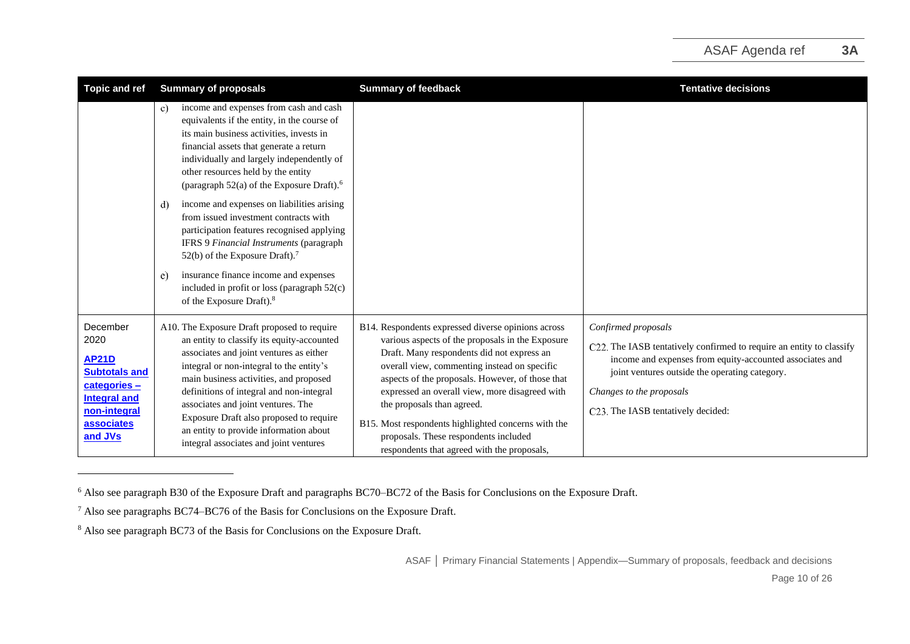| Topic and ref | Summary of proposals | Summary of feedback | Tentative decisions |
|---|---|---|---|
| | c) income and expenses from cash and cash equivalents if the entity, in the course of its main business activities, invests in financial assets that generate a return individually and largely independently of other resources held by the entity (paragraph 52(a) of the Exposure Draft).[6]<br><br>d) income and expenses on liabilities arising from issued investment contracts with participation features recognised applying IFRS 9 *Financial Instruments* (paragraph 52(b) of the Exposure Draft).[7]<br><br>e) insurance finance income and expenses included in profit or loss (paragraph 52(c) of the Exposure Draft).[8] | | |
| December 2020<br><br>**AP21D Subtotals and categories – Integral and non-integral associates and JVs** | A10. The Exposure Draft proposed to require an entity to classify its equity-accounted associates and joint ventures as either integral or non-integral to the entity's main business activities, and proposed definitions of integral and non-integral associates and joint ventures. The Exposure Draft also proposed to require an entity to provide information about integral associates and joint ventures | B14. Respondents expressed diverse opinions across various aspects of the proposals in the Exposure Draft. Many respondents did not express an overall view, commenting instead on specific aspects of the proposals. However, of those that expressed an overall view, more disagreed with the proposals than agreed.<br><br>B15. Most respondents highlighted concerns with the proposals. These respondents included respondents that agreed with the proposals, | *Confirmed proposals*<br><br>C22. The IASB tentatively confirmed to require an entity to classify income and expenses from equity-accounted associates and joint ventures outside the operating category.<br><br>*Changes to the proposals*<br><br>C23. The IASB tentatively decided: |

[6] Also see paragraph B30 of the Exposure Draft and paragraphs BC70–BC72 of the Basis for Conclusions on the Exposure Draft.

[7] Also see paragraphs BC74–BC76 of the Basis for Conclusions on the Exposure Draft.

[8] Also see paragraph BC73 of the Basis for Conclusions on the Exposure Draft.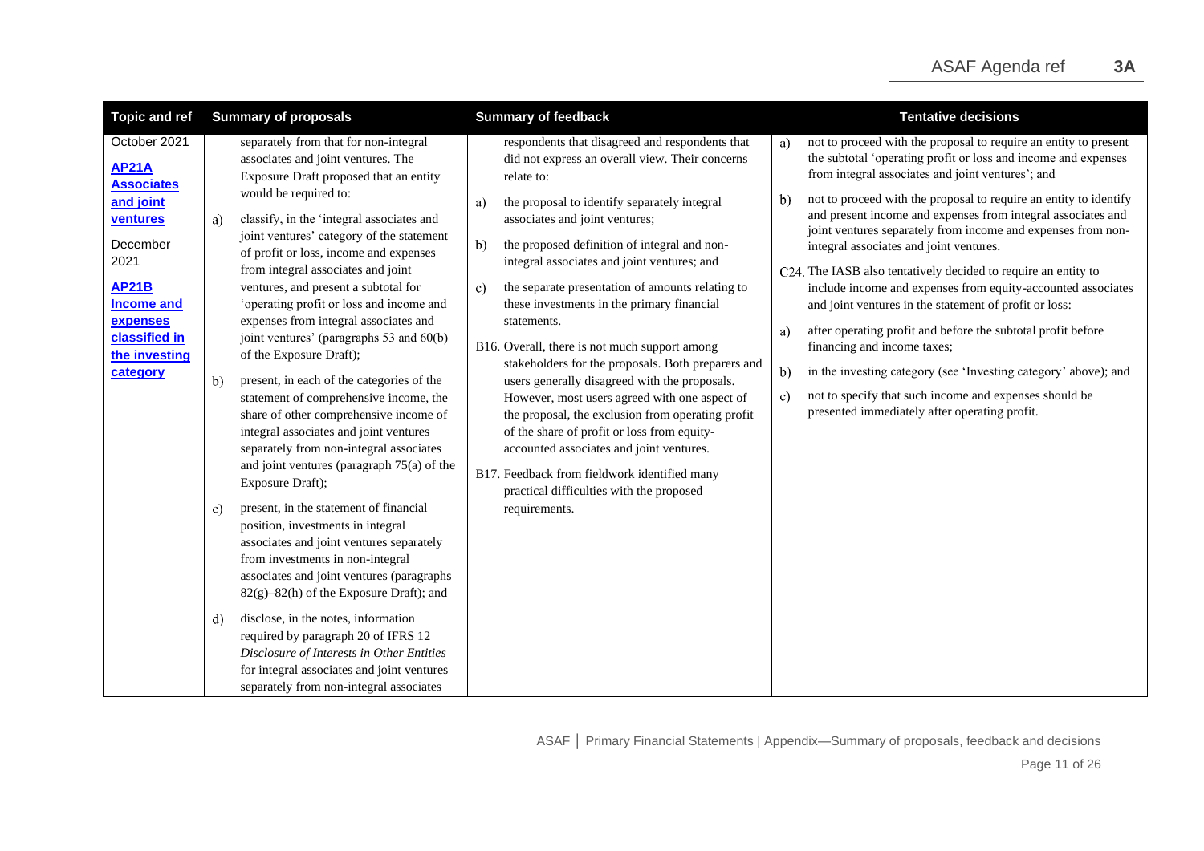| Topic and ref | Summary of proposals | Summary of feedback | Tentative decisions |
|---|---|---|---|
| October 2021 **AP21A Associates and joint ventures** December 2021 **AP21B Income and expenses classified in the investing category** | separately from that for non-integral associates and joint ventures. The Exposure Draft proposed that an entity would be required to: a) classify, in the 'integral associates and joint ventures' category of the statement of profit or loss, income and expenses from integral associates and joint ventures, and present a subtotal for 'operating profit or loss and income and expenses from integral associates and joint ventures' (paragraphs 53 and 60(b) of the Exposure Draft); b) present, in each of the categories of the statement of comprehensive income, the share of other comprehensive income of integral associates and joint ventures separately from non-integral associates and joint ventures (paragraph 75(a) of the Exposure Draft); c) present, in the statement of financial position, investments in integral associates and joint ventures separately from investments in non-integral associates and joint ventures (paragraphs 82(g)–82(h) of the Exposure Draft); and d) disclose, in the notes, information required by paragraph 20 of IFRS 12 *Disclosure of Interests in Other Entities* for integral associates and joint ventures separately from non-integral associates | respondents that disagreed and respondents that did not express an overall view. Their concerns relate to: a) the proposal to identify separately integral associates and joint ventures; b) the proposed definition of integral and non-integral associates and joint ventures; and c) the separate presentation of amounts relating to these investments in the primary financial statements. B16. Overall, there is not much support among stakeholders for the proposals. Both preparers and users generally disagreed with the proposals. However, most users agreed with one aspect of the proposal, the exclusion from operating profit of the share of profit or loss from equity-accounted associates and joint ventures. B17. Feedback from fieldwork identified many practical difficulties with the proposed requirements. | a) not to proceed with the proposal to require an entity to present the subtotal 'operating profit or loss and income and expenses from integral associates and joint ventures'; and b) not to proceed with the proposal to require an entity to identify and present income and expenses from integral associates and joint ventures separately from income and expenses from non-integral associates and joint ventures. C24. The IASB also tentatively decided to require an entity to include income and expenses from equity-accounted associates and joint ventures in the statement of profit or loss: a) after operating profit and before the subtotal profit before financing and income taxes; b) in the investing category (see 'Investing category' above); and c) not to specify that such income and expenses should be presented immediately after operating profit. |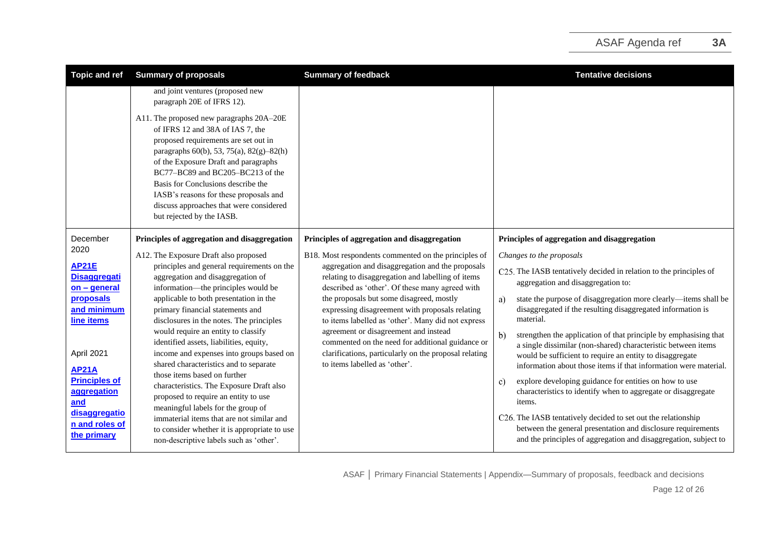| Topic and ref | Summary of proposals | Summary of feedback | Tentative decisions |
| --- | --- | --- | --- |
| | and joint ventures (proposed new paragraph 20E of IFRS 12).<br><br>A11. The proposed new paragraphs 20A–20E of IFRS 12 and 38A of IAS 7, the proposed requirements are set out in paragraphs 60(b), 53, 75(a), 82(g)–82(h) of the Exposure Draft and paragraphs BC77–BC89 and BC205–BC213 of the Basis for Conclusions describe the IASB's reasons for these proposals and discuss approaches that were considered but rejected by the IASB. | | |
| December 2020<br><br>**AP21E Disaggregation – general proposals and minimum line items**<br><br>April 2021<br><br>**AP21A Principles of aggregation and disaggregation and roles of the primary** | **Principles of aggregation and disaggregation**<br><br>A12. The Exposure Draft also proposed principles and general requirements on the aggregation and disaggregation of information—the principles would be applicable to both presentation in the primary financial statements and disclosures in the notes. The principles would require an entity to classify identified assets, liabilities, equity, income and expenses into groups based on shared characteristics and to separate those items based on further characteristics. The Exposure Draft also proposed to require an entity to use meaningful labels for the group of immaterial items that are not similar and to consider whether it is appropriate to use non-descriptive labels such as 'other'. | **Principles of aggregation and disaggregation**<br><br>B18. Most respondents commented on the principles of aggregation and disaggregation and the proposals relating to disaggregation and labelling of items described as 'other'. Of these many agreed with the proposals but some disagreed, mostly expressing disagreement with proposals relating to items labelled as 'other'. Many did not express agreement or disagreement and instead commented on the need for additional guidance or clarifications, particularly on the proposal relating to items labelled as 'other'. | **Principles of aggregation and disaggregation**<br><br>*Changes to the proposals*<br><br>C25. The IASB tentatively decided in relation to the principles of aggregation and disaggregation to:<br><br>a) state the purpose of disaggregation more clearly—items shall be disaggregated if the resulting disaggregated information is material.<br><br>b) strengthen the application of that principle by emphasising that a single dissimilar (non-shared) characteristic between items would be sufficient to require an entity to disaggregate information about those items if that information were material.<br><br>c) explore developing guidance for entities on how to use characteristics to identify when to aggregate or disaggregate items.<br><br>C26. The IASB tentatively decided to set out the relationship between the general presentation and disclosure requirements and the principles of aggregation and disaggregation, subject to |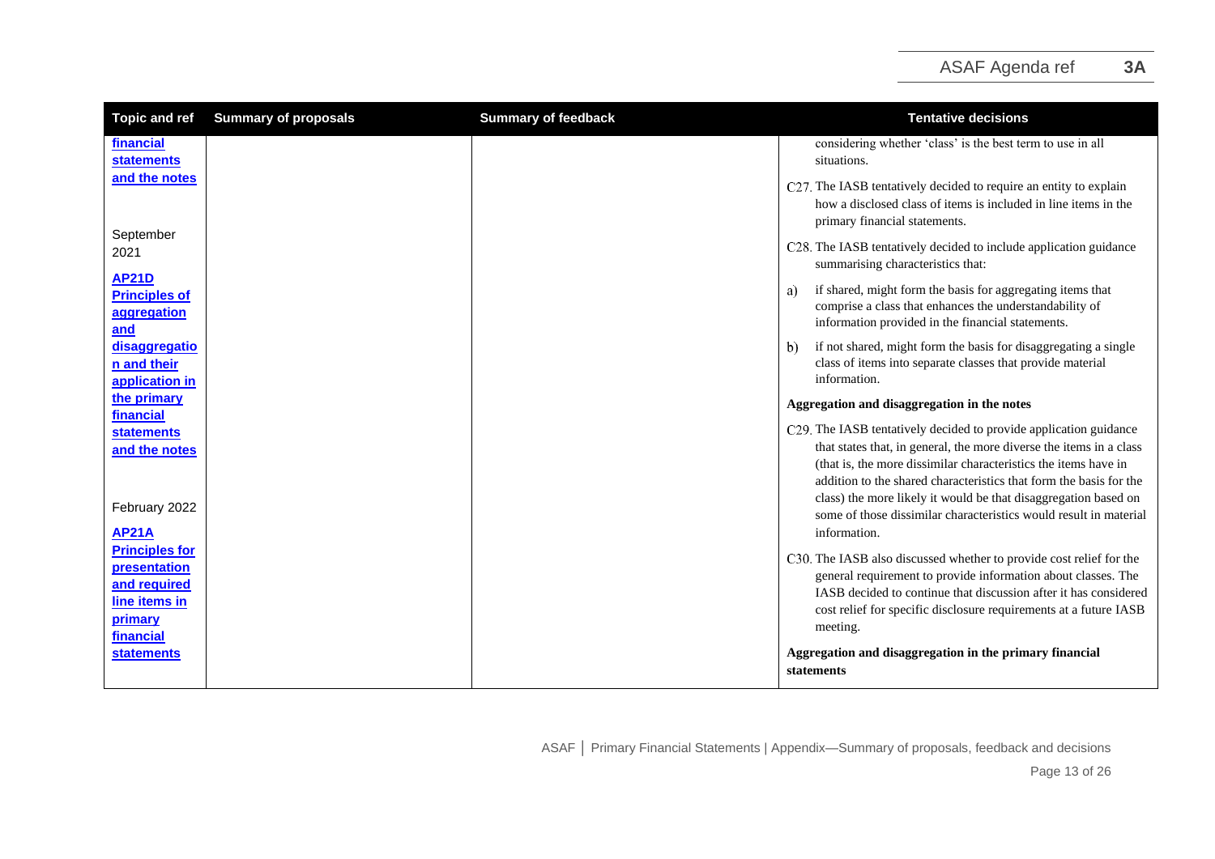| Topic and ref | Summary of proposals | Summary of feedback | Tentative decisions |
|---|---|---|---|
| **financial statements and the notes**<br><br>September 2021<br><br>**AP21D Principles of aggregation and disaggregation and their application in the primary financial statements and the notes**<br><br>February 2022<br><br>**AP21A Principles for presentation and required line items in primary financial statements** | | | considering whether 'class' is the best term to use in all situations.<br><br>C27. The IASB tentatively decided to require an entity to explain how a disclosed class of items is included in line items in the primary financial statements.<br><br>C28. The IASB tentatively decided to include application guidance summarising characteristics that:<br><br>a) if shared, might form the basis for aggregating items that comprise a class that enhances the understandability of information provided in the financial statements.<br><br>b) if not shared, might form the basis for disaggregating a single class of items into separate classes that provide material information.<br><br>**Aggregation and disaggregation in the notes**<br><br>C29. The IASB tentatively decided to provide application guidance that states that, in general, the more diverse the items in a class (that is, the more dissimilar characteristics the items have in addition to the shared characteristics that form the basis for the class) the more likely it would be that disaggregation based on some of those dissimilar characteristics would result in material information.<br><br>C30. The IASB also discussed whether to provide cost relief for the general requirement to provide information about classes. The IASB decided to continue that discussion after it has considered cost relief for specific disclosure requirements at a future IASB meeting.<br><br>**Aggregation and disaggregation in the primary financial statements** |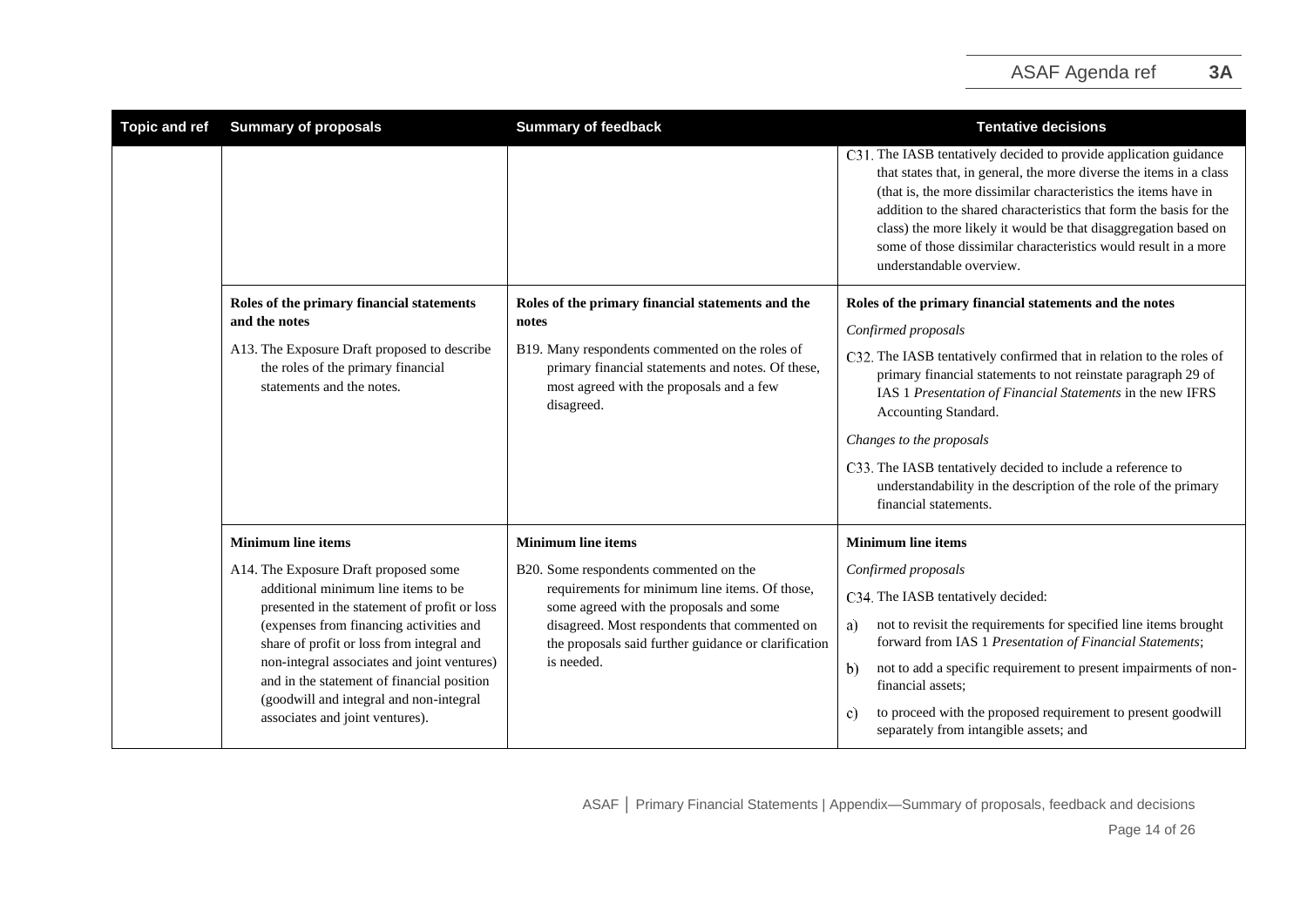| Topic and ref | Summary of proposals | Summary of feedback | Tentative decisions |
|---|---|---|---|
| | | | C31. The IASB tentatively decided to provide application guidance that states that, in general, the more diverse the items in a class (that is, the more dissimilar characteristics the items have in addition to the shared characteristics that form the basis for the class) the more likely it would be that disaggregation based on some of those dissimilar characteristics would result in a more understandable overview. |
| | **Roles of the primary financial statements and the notes**<br><br>A13. The Exposure Draft proposed to describe the roles of the primary financial statements and the notes. | **Roles of the primary financial statements and the notes**<br><br>B19. Many respondents commented on the roles of primary financial statements and notes. Of these, most agreed with the proposals and a few disagreed. | **Roles of the primary financial statements and the notes**<br><br>*Confirmed proposals*<br><br>C32. The IASB tentatively confirmed that in relation to the roles of primary financial statements to not reinstate paragraph 29 of IAS 1 *Presentation of Financial Statements* in the new IFRS Accounting Standard.<br><br>*Changes to the proposals*<br><br>C33. The IASB tentatively decided to include a reference to understandability in the description of the role of the primary financial statements. |
| | **Minimum line items**<br><br>A14. The Exposure Draft proposed some additional minimum line items to be presented in the statement of profit or loss (expenses from financing activities and share of profit or loss from integral and non-integral associates and joint ventures) and in the statement of financial position (goodwill and integral and non-integral associates and joint ventures). | **Minimum line items**<br><br>B20. Some respondents commented on the requirements for minimum line items. Of those, some agreed with the proposals and some disagreed. Most respondents that commented on the proposals said further guidance or clarification is needed. | **Minimum line items**<br><br>*Confirmed proposals*<br><br>C34. The IASB tentatively decided:<br><br>a) not to revisit the requirements for specified line items brought forward from IAS 1 *Presentation of Financial Statements*;<br><br>b) not to add a specific requirement to present impairments of non-financial assets;<br><br>c) to proceed with the proposed requirement to present goodwill separately from intangible assets; and |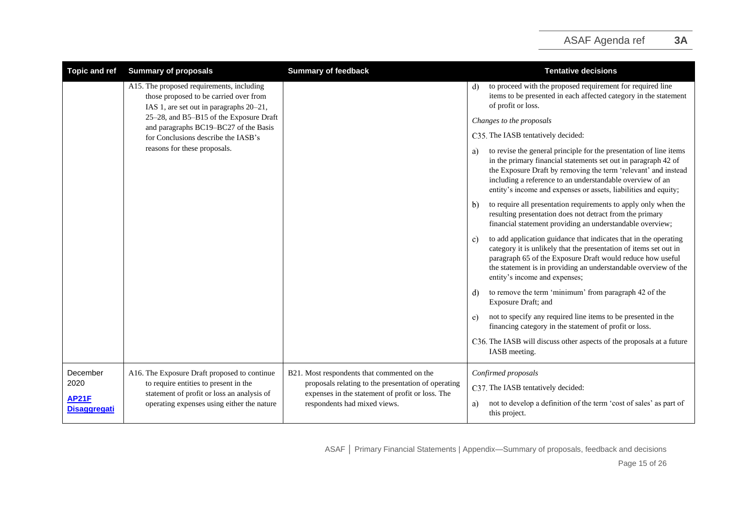| Topic and ref | Summary of proposals | Summary of feedback | Tentative decisions |
|---|---|---|---|
| | A15. The proposed requirements, including those proposed to be carried over from IAS 1, are set out in paragraphs 20–21, 25–28, and B5–B15 of the Exposure Draft and paragraphs BC19–BC27 of the Basis for Conclusions describe the IASB's reasons for these proposals. | | d) to proceed with the proposed requirement for required line items to be presented in each affected category in the statement of profit or loss.<br><br>*Changes to the proposals*<br><br>C35. The IASB tentatively decided:<br><br>a) to revise the general principle for the presentation of line items in the primary financial statements set out in paragraph 42 of the Exposure Draft by removing the term 'relevant' and instead including a reference to an understandable overview of an entity's income and expenses or assets, liabilities and equity;<br><br>b) to require all presentation requirements to apply only when the resulting presentation does not detract from the primary financial statement providing an understandable overview;<br><br>c) to add application guidance that indicates that in the operating category it is unlikely that the presentation of items set out in paragraph 65 of the Exposure Draft would reduce how useful the statement is in providing an understandable overview of the entity's income and expenses;<br><br>d) to remove the term 'minimum' from paragraph 42 of the Exposure Draft; and<br><br>e) not to specify any required line items to be presented in the financing category in the statement of profit or loss.<br><br>C36. The IASB will discuss other aspects of the proposals at a future IASB meeting. |
| December 2020<br><br>**AP21F Disaggregati** | A16. The Exposure Draft proposed to continue to require entities to present in the statement of profit or loss an analysis of operating expenses using either the nature | B21. Most respondents that commented on the proposals relating to the presentation of operating expenses in the statement of profit or loss. The respondents had mixed views. | *Confirmed proposals*<br><br>C37. The IASB tentatively decided:<br><br>a) not to develop a definition of the term 'cost of sales' as part of this project. |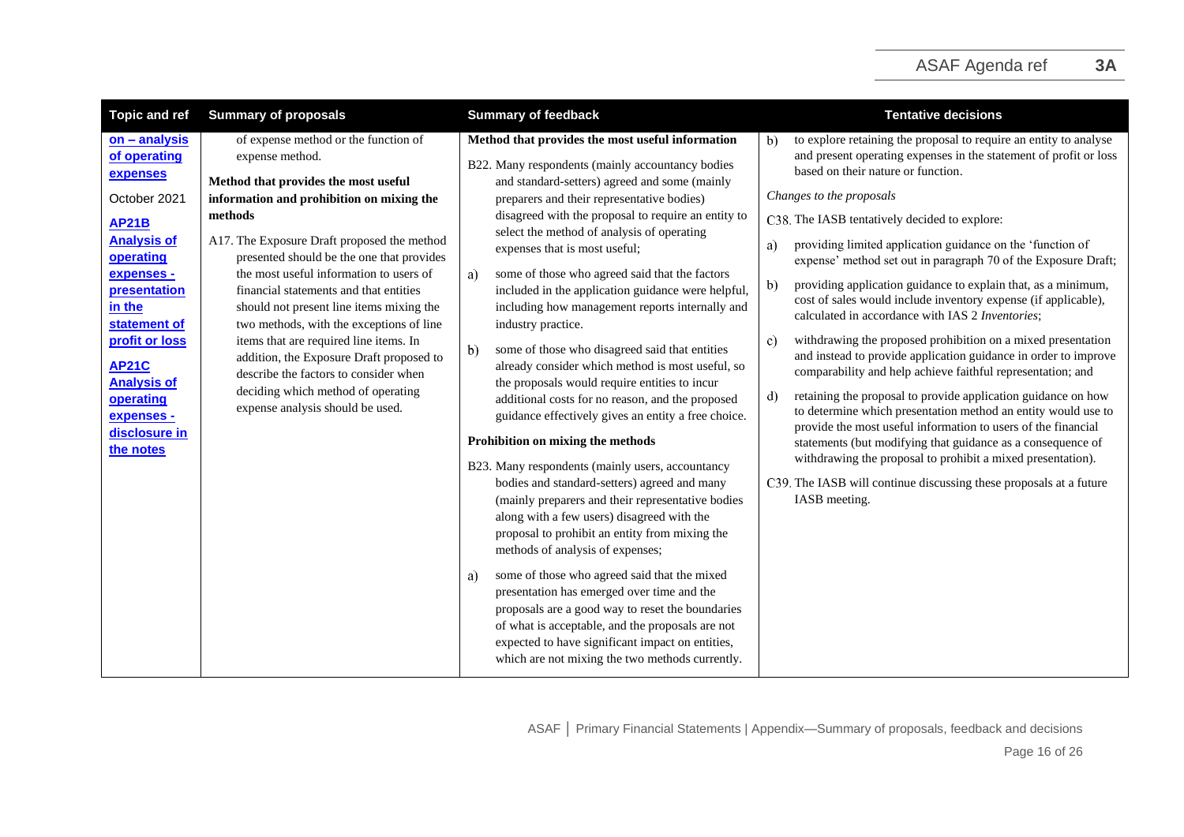| Topic and ref | Summary of proposals | Summary of feedback | Tentative decisions |
|---|---|---|---|
| **on – analysis of operating expenses**<br><br>October 2021<br><br>**AP21B Analysis of operating expenses - presentation in the statement of profit or loss**<br><br>**AP21C Analysis of operating expenses - disclosure in the notes** | of expense method or the function of expense method.<br><br>**Method that provides the most useful information and prohibition on mixing the methods**<br><br>A17. The Exposure Draft proposed the method presented should be the one that provides the most useful information to users of financial statements and that entities should not present line items mixing the two methods, with the exceptions of line items that are required line items. In addition, the Exposure Draft proposed to describe the factors to consider when deciding which method of operating expense analysis should be used. | **Method that provides the most useful information**<br><br>B22. Many respondents (mainly accountancy bodies and standard-setters) agreed and some (mainly preparers and their representative bodies) disagreed with the proposal to require an entity to select the method of analysis of operating expenses that is most useful;<br><br>a) some of those who agreed said that the factors included in the application guidance were helpful, including how management reports internally and industry practice.<br><br>b) some of those who disagreed said that entities already consider which method is most useful, so the proposals would require entities to incur additional costs for no reason, and the proposed guidance effectively gives an entity a free choice.<br><br>**Prohibition on mixing the methods**<br><br>B23. Many respondents (mainly users, accountancy bodies and standard-setters) agreed and many (mainly preparers and their representative bodies along with a few users) disagreed with the proposal to prohibit an entity from mixing the methods of analysis of expenses;<br><br>a) some of those who agreed said that the mixed presentation has emerged over time and the proposals are a good way to reset the boundaries of what is acceptable, and the proposals are not expected to have significant impact on entities, which are not mixing the two methods currently. | b) to explore retaining the proposal to require an entity to analyse and present operating expenses in the statement of profit or loss based on their nature or function.<br><br>*Changes to the proposals*<br><br>C38. The IASB tentatively decided to explore:<br><br>a) providing limited application guidance on the 'function of expense' method set out in paragraph 70 of the Exposure Draft;<br><br>b) providing application guidance to explain that, as a minimum, cost of sales would include inventory expense (if applicable), calculated in accordance with IAS 2 *Inventories*;<br><br>c) withdrawing the proposed prohibition on a mixed presentation and instead to provide application guidance in order to improve comparability and help achieve faithful representation; and<br><br>d) retaining the proposal to provide application guidance on how to determine which presentation method an entity would use to provide the most useful information to users of the financial statements (but modifying that guidance as a consequence of withdrawing the proposal to prohibit a mixed presentation).<br><br>C39. The IASB will continue discussing these proposals at a future IASB meeting. |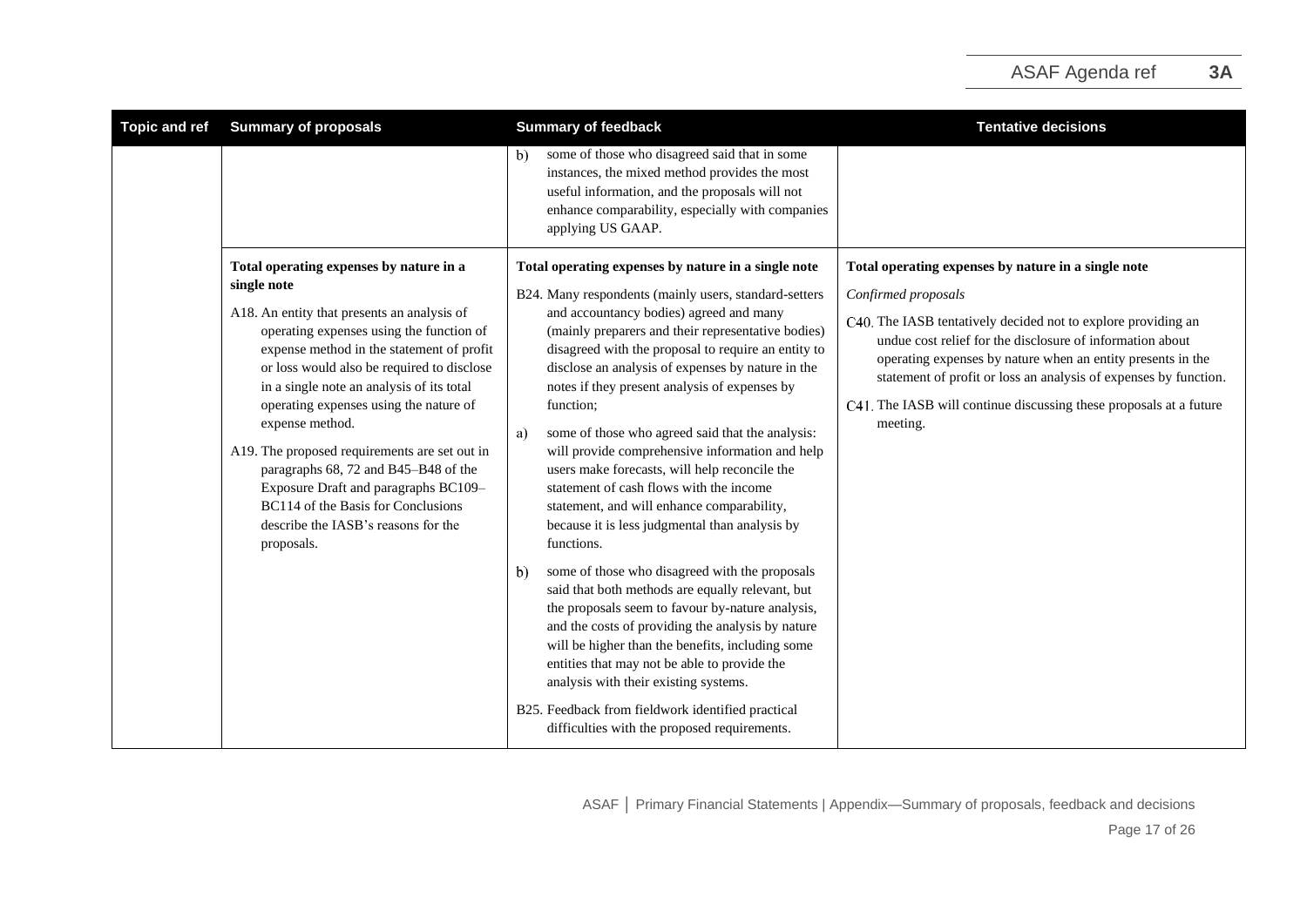| Topic and ref | Summary of proposals | Summary of feedback | Tentative decisions |
|---|---|---|---|
| | | b) some of those who disagreed said that in some instances, the mixed method provides the most useful information, and the proposals will not enhance comparability, especially with companies applying US GAAP. | |
| | **Total operating expenses by nature in a single note**<br><br>A18. An entity that presents an analysis of operating expenses using the function of expense method in the statement of profit or loss would also be required to disclose in a single note an analysis of its total operating expenses using the nature of expense method.<br><br>A19. The proposed requirements are set out in paragraphs 68, 72 and B45–B48 of the Exposure Draft and paragraphs BC109–BC114 of the Basis for Conclusions describe the IASB's reasons for the proposals. | **Total operating expenses by nature in a single note**<br><br>B24. Many respondents (mainly users, standard-setters and accountancy bodies) agreed and many (mainly preparers and their representative bodies) disagreed with the proposal to require an entity to disclose an analysis of expenses by nature in the notes if they present analysis of expenses by function;<br><br>a) some of those who agreed said that the analysis: will provide comprehensive information and help users make forecasts, will help reconcile the statement of cash flows with the income statement, and will enhance comparability, because it is less judgmental than analysis by functions.<br><br>b) some of those who disagreed with the proposals said that both methods are equally relevant, but the proposals seem to favour by-nature analysis, and the costs of providing the analysis by nature will be higher than the benefits, including some entities that may not be able to provide the analysis with their existing systems.<br><br>B25. Feedback from fieldwork identified practical difficulties with the proposed requirements. | **Total operating expenses by nature in a single note**<br><br>*Confirmed proposals*<br><br>C40. The IASB tentatively decided not to explore providing an undue cost relief for the disclosure of information about operating expenses by nature when an entity presents in the statement of profit or loss an analysis of expenses by function.<br><br>C41. The IASB will continue discussing these proposals at a future meeting. |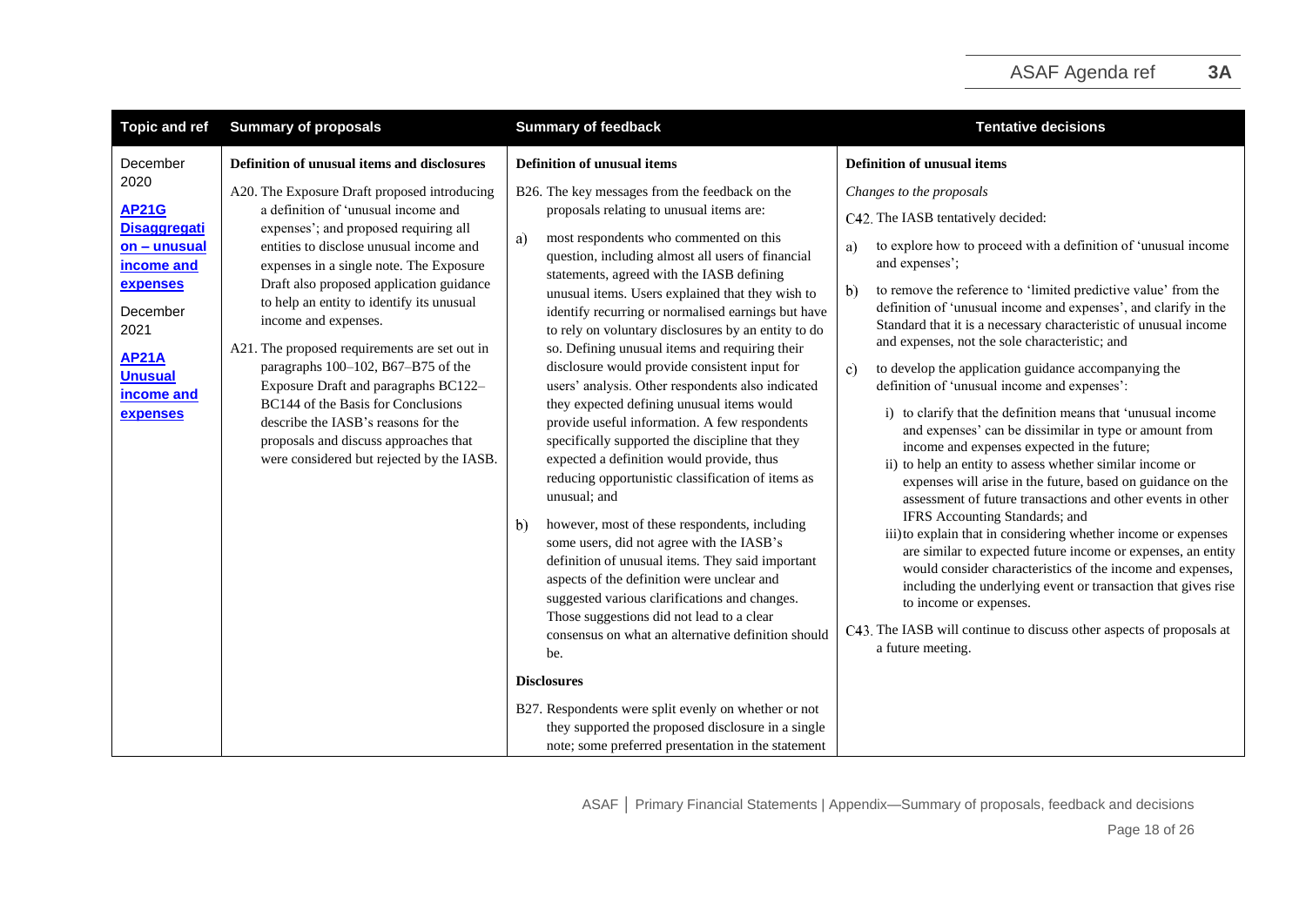| Topic and ref | Summary of proposals | Summary of feedback | Tentative decisions |
|---|---|---|---|
| December 2020<br><br>**AP21G Disaggregation – unusual income and expenses**<br><br>December 2021<br><br>**AP21A Unusual income and expenses** | **Definition of unusual items and disclosures**<br><br>A20. The Exposure Draft proposed introducing a definition of 'unusual income and expenses'; and proposed requiring all entities to disclose unusual income and expenses in a single note. The Exposure Draft also proposed application guidance to help an entity to identify its unusual income and expenses.<br><br>A21. The proposed requirements are set out in paragraphs 100–102, B67–B75 of the Exposure Draft and paragraphs BC122–BC144 of the Basis for Conclusions describe the IASB's reasons for the proposals and discuss approaches that were considered but rejected by the IASB. | **Definition of unusual items**<br><br>B26. The key messages from the feedback on the proposals relating to unusual items are:<br><br>a) most respondents who commented on this question, including almost all users of financial statements, agreed with the IASB defining unusual items. Users explained that they wish to identify recurring or normalised earnings but have to rely on voluntary disclosures by an entity to do so. Defining unusual items and requiring their disclosure would provide consistent input for users' analysis. Other respondents also indicated they expected defining unusual items would provide useful information. A few respondents specifically supported the discipline that they expected a definition would provide, thus reducing opportunistic classification of items as unusual; and<br><br>b) however, most of these respondents, including some users, did not agree with the IASB's definition of unusual items. They said important aspects of the definition were unclear and suggested various clarifications and changes. Those suggestions did not lead to a clear consensus on what an alternative definition should be.<br><br>**Disclosures**<br><br>B27. Respondents were split evenly on whether or not they supported the proposed disclosure in a single note; some preferred presentation in the statement | **Definition of unusual items**<br><br>*Changes to the proposals*<br><br>C42. The IASB tentatively decided:<br><br>a) to explore how to proceed with a definition of 'unusual income and expenses';<br><br>b) to remove the reference to 'limited predictive value' from the definition of 'unusual income and expenses', and clarify in the Standard that it is a necessary characteristic of unusual income and expenses, not the sole characteristic; and<br><br>c) to develop the application guidance accompanying the definition of 'unusual income and expenses':<br><br>i) to clarify that the definition means that 'unusual income and expenses' can be dissimilar in type or amount from income and expenses expected in the future;<br>ii) to help an entity to assess whether similar income or expenses will arise in the future, based on guidance on the assessment of future transactions and other events in other IFRS Accounting Standards; and<br>iii) to explain that in considering whether income or expenses are similar to expected future income or expenses, an entity would consider characteristics of the income and expenses, including the underlying event or transaction that gives rise to income or expenses.<br><br>C43. The IASB will continue to discuss other aspects of proposals at a future meeting. |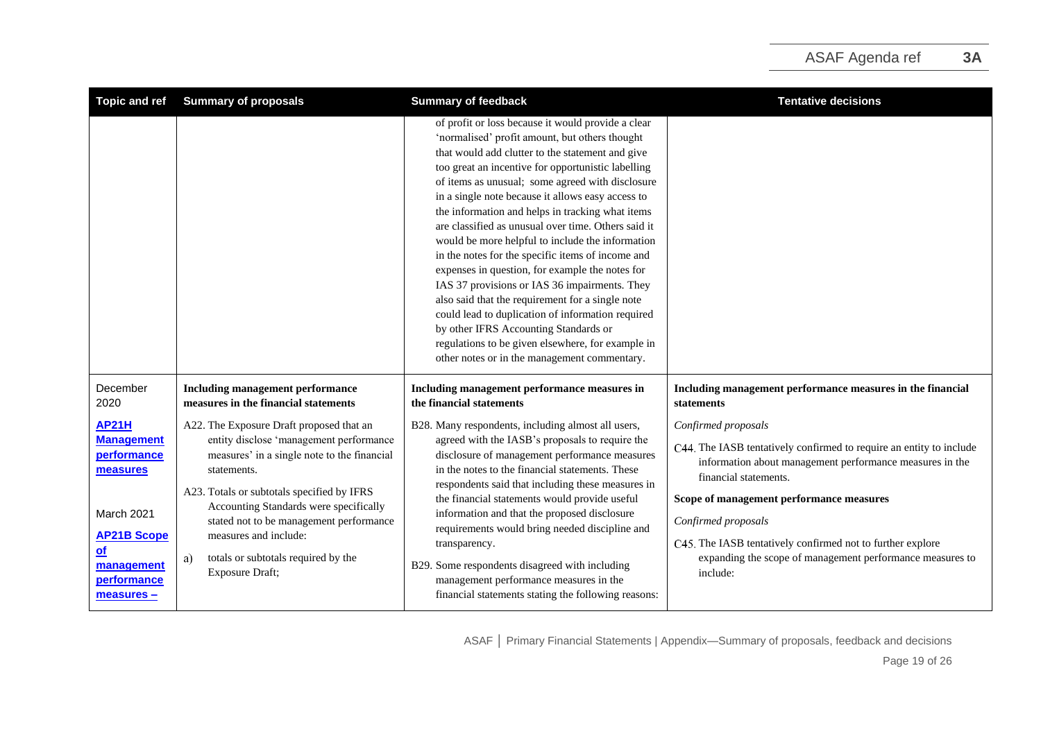| Topic and ref | Summary of proposals | Summary of feedback | Tentative decisions |
|---|---|---|---|
| | | of profit or loss because it would provide a clear 'normalised' profit amount, but others thought that would add clutter to the statement and give too great an incentive for opportunistic labelling of items as unusual; some agreed with disclosure in a single note because it allows easy access to the information and helps in tracking what items are classified as unusual over time. Others said it would be more helpful to include the information in the notes for the specific items of income and expenses in question, for example the notes for IAS 37 provisions or IAS 36 impairments. They also said that the requirement for a single note could lead to duplication of information required by other IFRS Accounting Standards or regulations to be given elsewhere, for example in other notes or in the management commentary. | |
| December 2020<br><br>**AP21H Management performance measures**<br><br>March 2021<br><br>**AP21B Scope of management performance measures –** | **Including management performance measures in the financial statements**<br><br>A22. The Exposure Draft proposed that an entity disclose 'management performance measures' in a single note to the financial statements.<br><br>A23. Totals or subtotals specified by IFRS Accounting Standards were specifically stated not to be management performance measures and include:<br><br>a) totals or subtotals required by the Exposure Draft; | **Including management performance measures in the financial statements**<br><br>B28. Many respondents, including almost all users, agreed with the IASB's proposals to require the disclosure of management performance measures in the notes to the financial statements. These respondents said that including these measures in the financial statements would provide useful information and that the proposed disclosure requirements would bring needed discipline and transparency.<br><br>B29. Some respondents disagreed with including management performance measures in the financial statements stating the following reasons: | **Including management performance measures in the financial statements**<br><br>*Confirmed proposals*<br><br>C44. The IASB tentatively confirmed to require an entity to include information about management performance measures in the financial statements.<br><br>**Scope of management performance measures**<br><br>*Confirmed proposals*<br><br>C45. The IASB tentatively confirmed not to further explore expanding the scope of management performance measures to include: |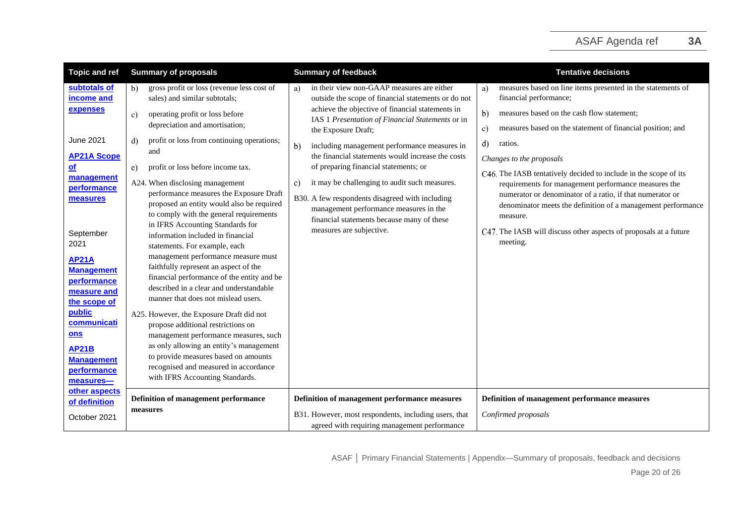| Topic and ref | Summary of proposals | Summary of feedback | Tentative decisions |
|---|---|---|---|
| **subtotals of income and expenses**<br><br>June 2021<br><br>**AP21A Scope of management performance measures**<br><br>September 2021<br><br>**AP21A Management performance measure and the scope of public communications**<br><br>**AP21B Management performance measures—other aspects of definition**<br><br>October 2021 | b) gross profit or loss (revenue less cost of sales) and similar subtotals;<br><br>c) operating profit or loss before depreciation and amortisation;<br><br>d) profit or loss from continuing operations; and<br><br>e) profit or loss before income tax.<br><br>A24. When disclosing management performance measures the Exposure Draft proposed an entity would also be required to comply with the general requirements in IFRS Accounting Standards for information included in financial statements. For example, each management performance measure must faithfully represent an aspect of the financial performance of the entity and be described in a clear and understandable manner that does not mislead users.<br><br>A25. However, the Exposure Draft did not propose additional restrictions on management performance measures, such as only allowing an entity's management to provide measures based on amounts recognised and measured in accordance with IFRS Accounting Standards. | a) in their view non-GAAP measures are either outside the scope of financial statements or do not achieve the objective of financial statements in IAS 1 *Presentation of Financial Statements* or in the Exposure Draft;<br><br>b) including management performance measures in the financial statements would increase the costs of preparing financial statements; or<br><br>c) it may be challenging to audit such measures.<br><br>B30. A few respondents disagreed with including management performance measures in the financial statements because many of these measures are subjective. | a) measures based on line items presented in the statements of financial performance;<br><br>b) measures based on the cash flow statement;<br><br>c) measures based on the statement of financial position; and<br><br>d) ratios.<br><br>*Changes to the proposals*<br><br>C46. The IASB tentatively decided to include in the scope of its requirements for management performance measures the numerator or denominator of a ratio, if that numerator or denominator meets the definition of a management performance measure.<br><br>C47. The IASB will discuss other aspects of proposals at a future meeting. |
| | **Definition of management performance measures** | **Definition of management performance measures**<br><br>B31. However, most respondents, including users, that agreed with requiring management performance | **Definition of management performance measures**<br><br>*Confirmed proposals* |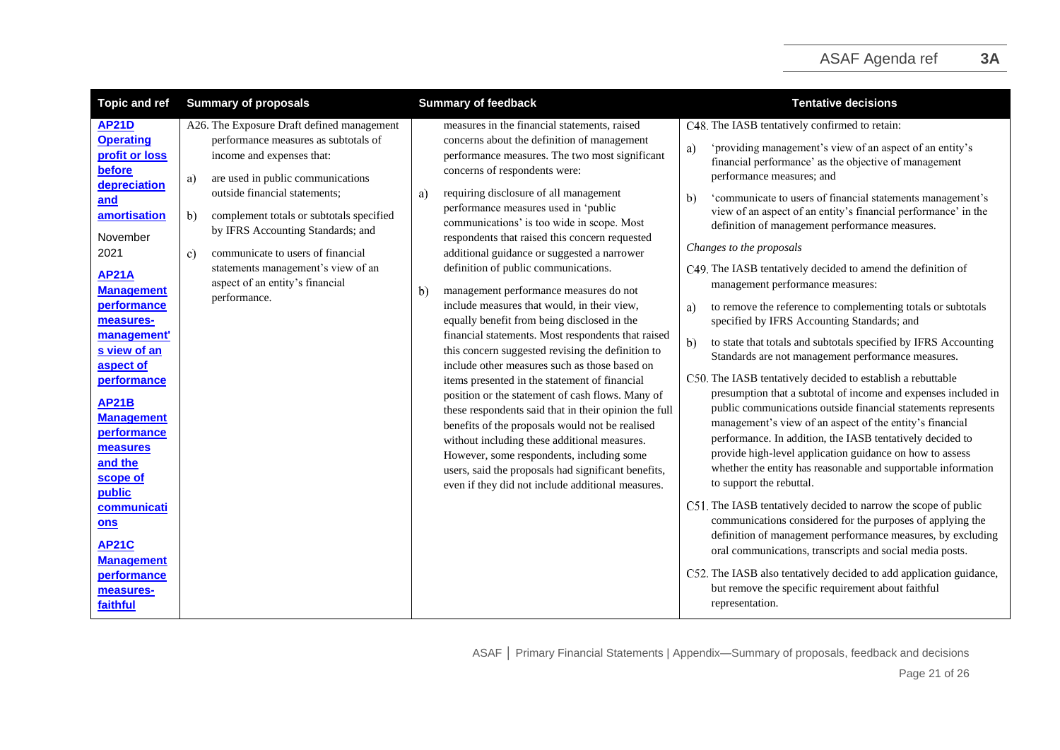| Topic and ref | Summary of proposals | Summary of feedback | Tentative decisions |
|---|---|---|---|
| **AP21D Operating profit or loss before depreciation and amortisation** November 2021 **AP21A Management performance measures- management's view of an aspect of performance** **AP21B Management performance measures and the scope of public communications** **AP21C Management performance measures- faithful** | A26. The Exposure Draft defined management performance measures as subtotals of income and expenses that:<br>a) are used in public communications outside financial statements;<br>b) complement totals or subtotals specified by IFRS Accounting Standards; and<br>c) communicate to users of financial statements management's view of an aspect of an entity's financial performance. | measures in the financial statements, raised concerns about the definition of management performance measures. The two most significant concerns of respondents were:<br>a) requiring disclosure of all management performance measures used in 'public communications' is too wide in scope. Most respondents that raised this concern requested additional guidance or suggested a narrower definition of public communications.<br>b) management performance measures do not include measures that would, in their view, equally benefit from being disclosed in the financial statements. Most respondents that raised this concern suggested revising the definition to include other measures such as those based on items presented in the statement of financial position or the statement of cash flows. Many of these respondents said that in their opinion the full benefits of the proposals would not be realised without including these additional measures. However, some respondents, including some users, said the proposals had significant benefits, even if they did not include additional measures. | C48. The IASB tentatively confirmed to retain:<br>a) 'providing management's view of an aspect of an entity's financial performance' as the objective of management performance measures; and<br>b) 'communicate to users of financial statements management's view of an aspect of an entity's financial performance' in the definition of management performance measures.<br>*Changes to the proposals*<br>C49. The IASB tentatively decided to amend the definition of management performance measures:<br>a) to remove the reference to complementing totals or subtotals specified by IFRS Accounting Standards; and<br>b) to state that totals and subtotals specified by IFRS Accounting Standards are not management performance measures.<br>C50. The IASB tentatively decided to establish a rebuttable presumption that a subtotal of income and expenses included in public communications outside financial statements represents management's view of an aspect of the entity's financial performance. In addition, the IASB tentatively decided to provide high-level application guidance on how to assess whether the entity has reasonable and supportable information to support the rebuttal.<br>C51. The IASB tentatively decided to narrow the scope of public communications considered for the purposes of applying the definition of management performance measures, by excluding oral communications, transcripts and social media posts.<br>C52. The IASB also tentatively decided to add application guidance, but remove the specific requirement about faithful representation. |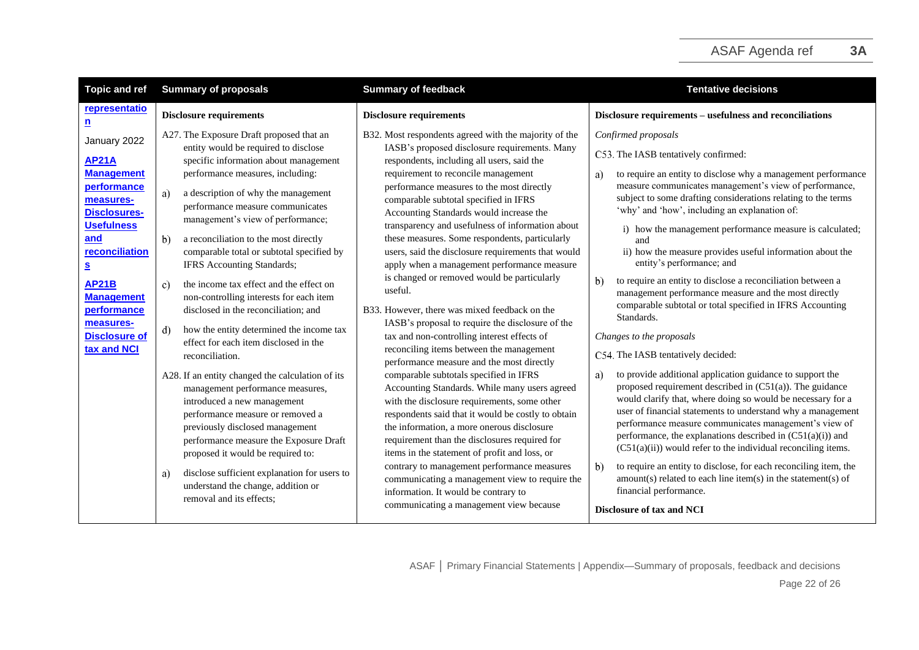| Topic and ref | Summary of proposals | Summary of feedback | Tentative decisions |
|---|---|---|---|
| **representation**<br><br>January 2022<br><br>**AP21A Management performance measures-Disclosures-Usefulness and reconciliations**<br><br>**AP21B Management performance measures-Disclosure of tax and NCI** | **Disclosure requirements**<br><br>A27. The Exposure Draft proposed that an entity would be required to disclose specific information about management performance measures, including:<br><br>a) a description of why the management performance measure communicates management's view of performance;<br><br>b) a reconciliation to the most directly comparable total or subtotal specified by IFRS Accounting Standards;<br><br>c) the income tax effect and the effect on non-controlling interests for each item disclosed in the reconciliation; and<br><br>d) how the entity determined the income tax effect for each item disclosed in the reconciliation.<br><br>A28. If an entity changed the calculation of its management performance measures, introduced a new management performance measure or removed a previously disclosed management performance measure the Exposure Draft proposed it would be required to:<br><br>a) disclose sufficient explanation for users to understand the change, addition or removal and its effects; | **Disclosure requirements**<br><br>B32. Most respondents agreed with the majority of the IASB's proposed disclosure requirements. Many respondents, including all users, said the requirement to reconcile management performance measures to the most directly comparable subtotal specified in IFRS Accounting Standards would increase the transparency and usefulness of information about these measures. Some respondents, particularly users, said the disclosure requirements that would apply when a management performance measure is changed or removed would be particularly useful.<br><br>B33. However, there was mixed feedback on the IASB's proposal to require the disclosure of the tax and non-controlling interest effects of reconciling items between the management performance measure and the most directly comparable subtotals specified in IFRS Accounting Standards. While many users agreed with the disclosure requirements, some other respondents said that it would be costly to obtain the information, a more onerous disclosure requirement than the disclosures required for items in the statement of profit and loss, or contrary to management performance measures communicating a management view to require the information. It would be contrary to communicating a management view because | **Disclosure requirements – usefulness and reconciliations**<br><br>*Confirmed proposals*<br><br>C53. The IASB tentatively confirmed:<br><br>a) to require an entity to disclose why a management performance measure communicates management's view of performance, subject to some drafting considerations relating to the terms 'why' and 'how', including an explanation of:<br><br>i) how the management performance measure is calculated; and<br>ii) how the measure provides useful information about the entity's performance; and<br><br>b) to require an entity to disclose a reconciliation between a management performance measure and the most directly comparable subtotal or total specified in IFRS Accounting Standards.<br><br>*Changes to the proposals*<br><br>C54. The IASB tentatively decided:<br><br>a) to provide additional application guidance to support the proposed requirement described in (C51(a)). The guidance would clarify that, where doing so would be necessary for a user of financial statements to understand why a management performance measure communicates management's view of performance, the explanations described in (C51(a)(i)) and (C51(a)(ii)) would refer to the individual reconciling items.<br><br>b) to require an entity to disclose, for each reconciling item, the amount(s) related to each line item(s) in the statement(s) of financial performance.<br><br>**Disclosure of tax and NCI** |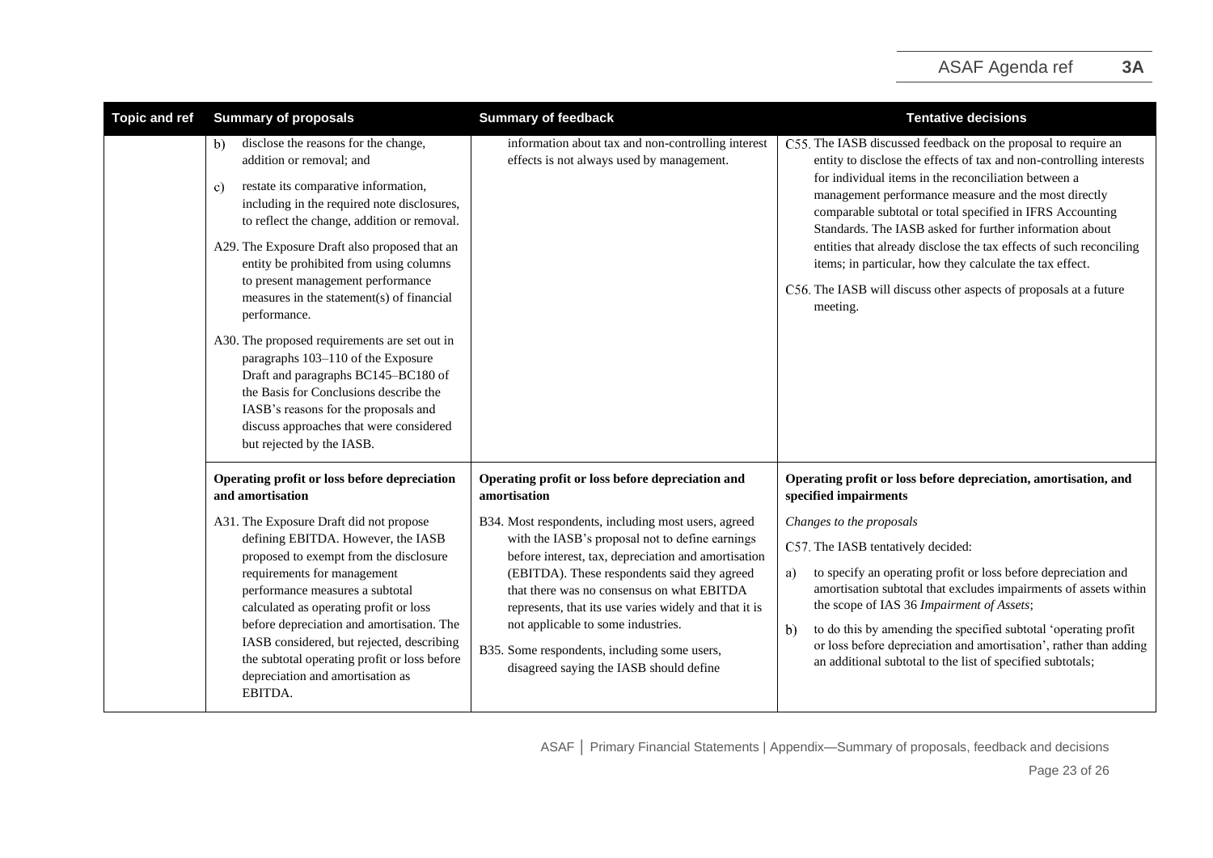| Topic and ref | Summary of proposals | Summary of feedback | Tentative decisions |
|---|---|---|---|
| | b) disclose the reasons for the change, addition or removal; and<br><br>c) restate its comparative information, including in the required note disclosures, to reflect the change, addition or removal.<br><br>A29. The Exposure Draft also proposed that an entity be prohibited from using columns to present management performance measures in the statement(s) of financial performance.<br><br>A30. The proposed requirements are set out in paragraphs 103–110 of the Exposure Draft and paragraphs BC145–BC180 of the Basis for Conclusions describe the IASB's reasons for the proposals and discuss approaches that were considered but rejected by the IASB. | information about tax and non-controlling interest effects is not always used by management. | C55. The IASB discussed feedback on the proposal to require an entity to disclose the effects of tax and non-controlling interests for individual items in the reconciliation between a management performance measure and the most directly comparable subtotal or total specified in IFRS Accounting Standards. The IASB asked for further information about entities that already disclose the tax effects of such reconciling items; in particular, how they calculate the tax effect.<br><br>C56. The IASB will discuss other aspects of proposals at a future meeting. |
| | **Operating profit or loss before depreciation and amortisation**<br><br>A31. The Exposure Draft did not propose defining EBITDA. However, the IASB proposed to exempt from the disclosure requirements for management performance measures a subtotal calculated as operating profit or loss before depreciation and amortisation. The IASB considered, but rejected, describing the subtotal operating profit or loss before depreciation and amortisation as EBITDA. | **Operating profit or loss before depreciation and amortisation**<br><br>B34. Most respondents, including most users, agreed with the IASB's proposal not to define earnings before interest, tax, depreciation and amortisation (EBITDA). These respondents said they agreed that there was no consensus on what EBITDA represents, that its use varies widely and that it is not applicable to some industries.<br><br>B35. Some respondents, including some users, disagreed saying the IASB should define | **Operating profit or loss before depreciation, amortisation, and specified impairments**<br><br>*Changes to the proposals*<br><br>C57. The IASB tentatively decided:<br><br>a) to specify an operating profit or loss before depreciation and amortisation subtotal that excludes impairments of assets within the scope of IAS 36 *Impairment of Assets*;<br><br>b) to do this by amending the specified subtotal 'operating profit or loss before depreciation and amortisation', rather than adding an additional subtotal to the list of specified subtotals; |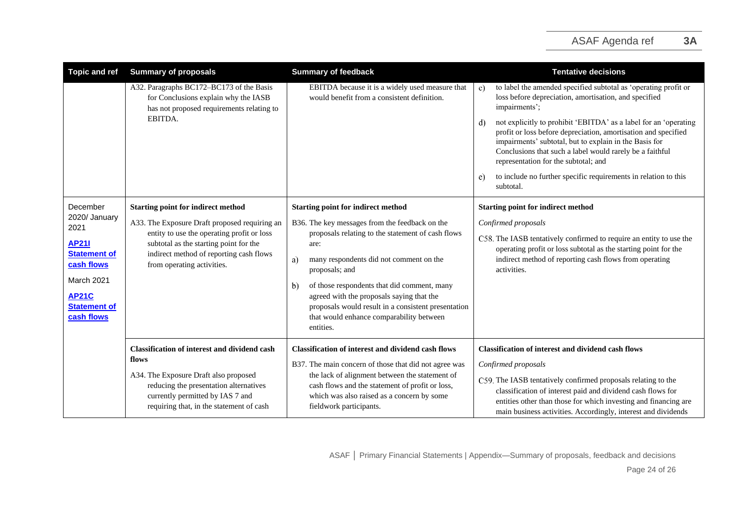| Topic and ref | Summary of proposals | Summary of feedback | Tentative decisions |
|---|---|---|---|
| | A32. Paragraphs BC172–BC173 of the Basis for Conclusions explain why the IASB has not proposed requirements relating to EBITDA. | EBITDA because it is a widely used measure that would benefit from a consistent definition. | c) to label the amended specified subtotal as 'operating profit or loss before depreciation, amortisation, and specified impairments';<br><br>d) not explicitly to prohibit 'EBITDA' as a label for an 'operating profit or loss before depreciation, amortisation and specified impairments' subtotal, but to explain in the Basis for Conclusions that such a label would rarely be a faithful representation for the subtotal; and<br><br>e) to include no further specific requirements in relation to this subtotal. |
| December 2020/ January 2021<br><br>**AP21I Statement of cash flows**<br><br>March 2021<br><br>**AP21C Statement of cash flows** | **Starting point for indirect method**<br><br>A33. The Exposure Draft proposed requiring an entity to use the operating profit or loss subtotal as the starting point for the indirect method of reporting cash flows from operating activities. | **Starting point for indirect method**<br><br>B36. The key messages from the feedback on the proposals relating to the statement of cash flows are:<br><br>a) many respondents did not comment on the proposals; and<br><br>b) of those respondents that did comment, many agreed with the proposals saying that the proposals would result in a consistent presentation that would enhance comparability between entities. | **Starting point for indirect method**<br><br>*Confirmed proposals*<br><br>C58. The IASB tentatively confirmed to require an entity to use the operating profit or loss subtotal as the starting point for the indirect method of reporting cash flows from operating activities. |
| | **Classification of interest and dividend cash flows**<br><br>A34. The Exposure Draft also proposed reducing the presentation alternatives currently permitted by IAS 7 and requiring that, in the statement of cash | **Classification of interest and dividend cash flows**<br><br>B37. The main concern of those that did not agree was the lack of alignment between the statement of cash flows and the statement of profit or loss, which was also raised as a concern by some fieldwork participants. | **Classification of interest and dividend cash flows**<br><br>*Confirmed proposals*<br><br>C59. The IASB tentatively confirmed proposals relating to the classification of interest paid and dividend cash flows for entities other than those for which investing and financing are main business activities. Accordingly, interest and dividends |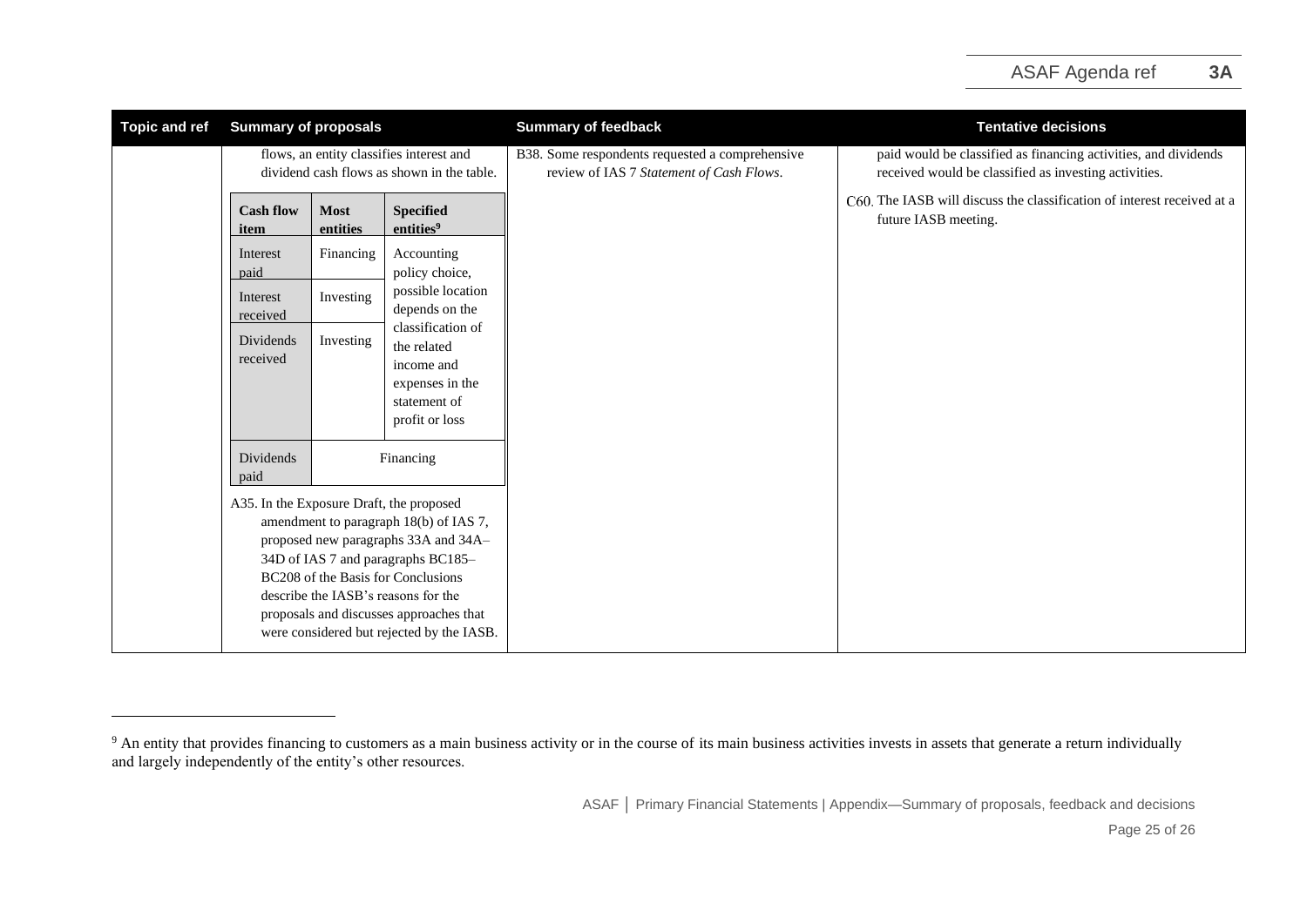| Topic and ref | Summary of proposals | Summary of feedback | Tentative decisions |
|---|---|---|---|
| | flows, an entity classifies interest and dividend cash flows as shown in the table.<br><br>**Cash flow item** / **Most entities** / **Specified entities**[9]<br>Interest paid / Financing / Accounting policy choice, possible location depends on the classification of the related income and expenses in the statement of profit or loss<br>Interest received / Investing / (as above)<br>Dividends received / Investing / (as above)<br>Dividends paid / Financing (all entities)<br><br>A35. In the Exposure Draft, the proposed amendment to paragraph 18(b) of IAS 7, proposed new paragraphs 33A and 34A–34D of IAS 7 and paragraphs BC185–BC208 of the Basis for Conclusions describe the IASB's reasons for the proposals and discusses approaches that were considered but rejected by the IASB. | B38. Some respondents requested a comprehensive review of IAS 7 *Statement of Cash Flows*. | paid would be classified as financing activities, and dividends received would be classified as investing activities.<br><br>C60. The IASB will discuss the classification of interest received at a future IASB meeting. |

Table within Summary of proposals:

| Cash flow item | Most entities | Specified entities[9] |
|---|---|---|
| Interest paid | Financing | Accounting policy choice, possible location depends on the classification of the related income and expenses in the statement of profit or loss |
| Interest received | Investing | |
| Dividends received | Investing | |
| Dividends paid | Financing | |

[9] An entity that provides financing to customers as a main business activity or in the course of its main business activities invests in assets that generate a return individually and largely independently of the entity's other resources.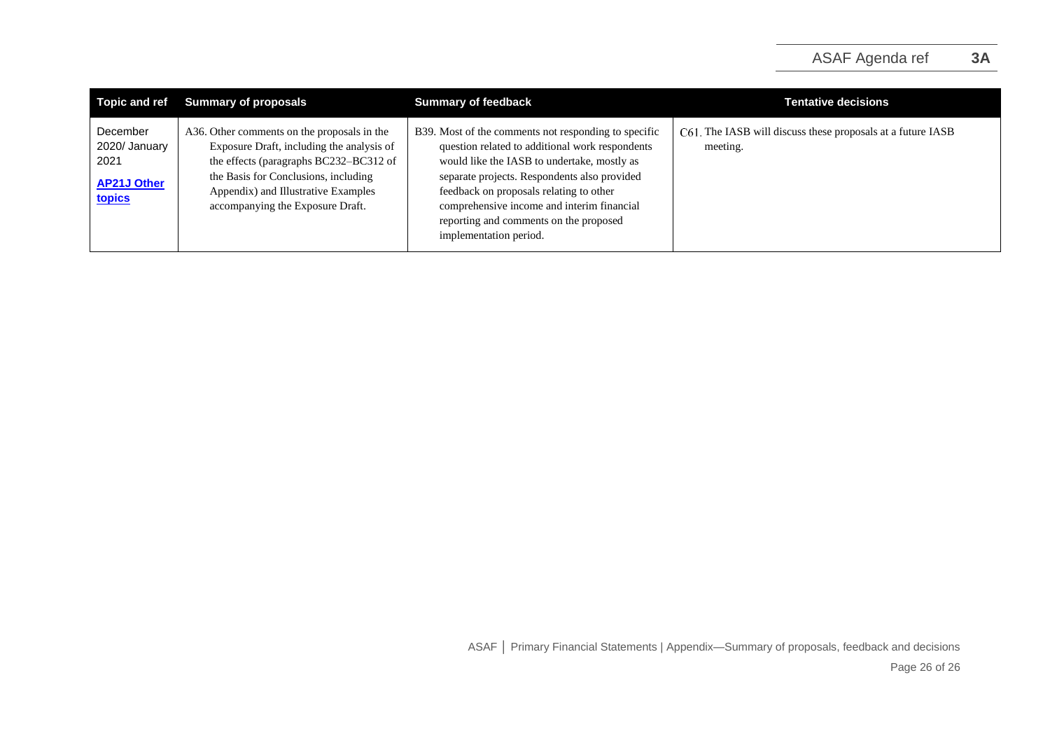| Topic and ref | Summary of proposals | Summary of feedback | Tentative decisions |
| --- | --- | --- | --- |
| December 2020/ January 2021 **AP21J Other topics** | A36. Other comments on the proposals in the Exposure Draft, including the analysis of the effects (paragraphs BC232–BC312 of the Basis for Conclusions, including Appendix) and Illustrative Examples accompanying the Exposure Draft. | B39. Most of the comments not responding to specific question related to additional work respondents would like the IASB to undertake, mostly as separate projects. Respondents also provided feedback on proposals relating to other comprehensive income and interim financial reporting and comments on the proposed implementation period. | C61. The IASB will discuss these proposals at a future IASB meeting. |